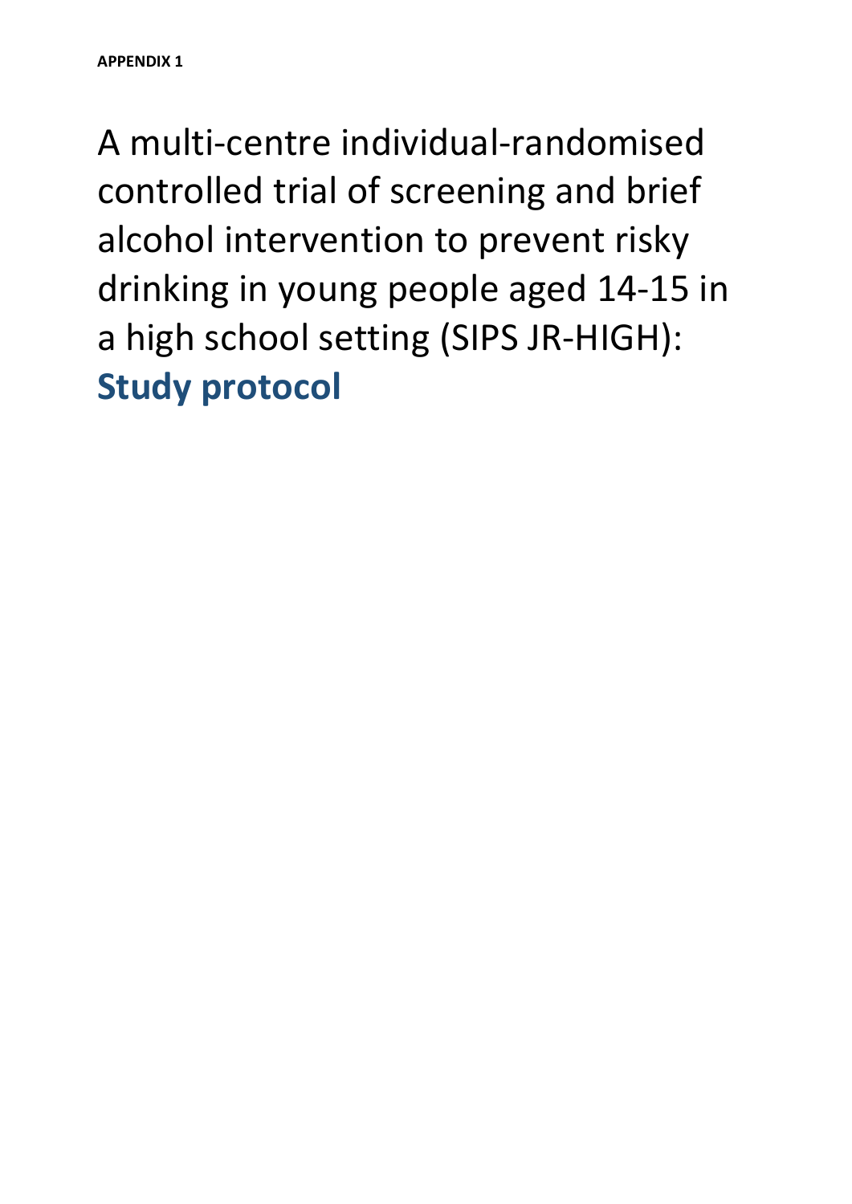**APPENDIX 1**

# A multi-centre individual-randomised controlled trial of screening and brief alcohol intervention to prevent risky drinking in young people aged 14-15 in a high school setting (SIPS JR-HIGH): **Study protocol**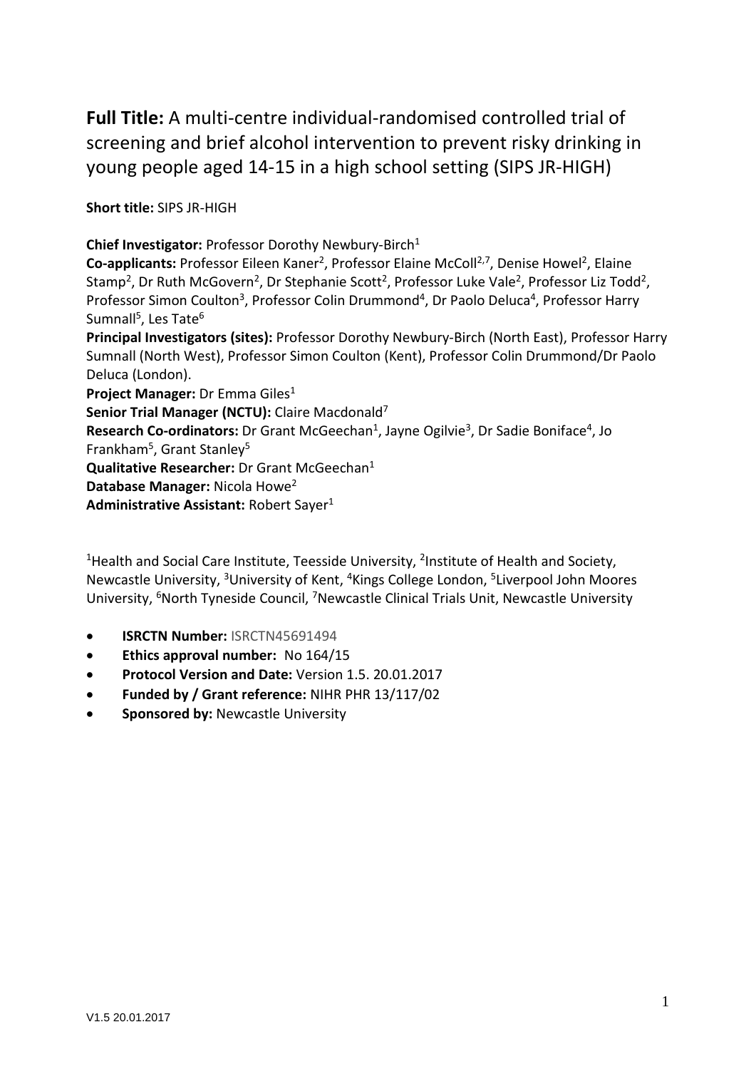**Full Title:** A multi-centre individual-randomised controlled trial of screening and brief alcohol intervention to prevent risky drinking in young people aged 14-15 in a high school setting (SIPS JR-HIGH)

**Short title:** SIPS JR-HIGH

**Chief Investigator:** Professor Dorothy Newbury-Birch[1]
**Co-applicants:** Professor Eileen Kaner[2], Professor Elaine McColl[2,7], Denise Howel[2], Elaine Stamp[2], Dr Ruth McGovern[2], Dr Stephanie Scott[2], Professor Luke Vale[2], Professor Liz Todd[2], Professor Simon Coulton[3], Professor Colin Drummond[4], Dr Paolo Deluca[4], Professor Harry Sumnall[5], Les Tate[6]
**Principal Investigators (sites):** Professor Dorothy Newbury-Birch (North East), Professor Harry Sumnall (North West), Professor Simon Coulton (Kent), Professor Colin Drummond/Dr Paolo Deluca (London).
**Project Manager:** Dr Emma Giles[1]
**Senior Trial Manager (NCTU):** Claire Macdonald[7]
**Research Co-ordinators:** Dr Grant McGeechan[1], Jayne Ogilvie[3], Dr Sadie Boniface[4], Jo Frankham[5], Grant Stanley[5]
**Qualitative Researcher:** Dr Grant McGeechan[1]
**Database Manager:** Nicola Howe[2]
**Administrative Assistant:** Robert Sayer[1]

[1]Health and Social Care Institute, Teesside University, [2]Institute of Health and Society, Newcastle University, [3]University of Kent, [4]Kings College London, [5]Liverpool John Moores University, [6]North Tyneside Council, [7]Newcastle Clinical Trials Unit, Newcastle University

- **ISRCTN Number:** ISRCTN45691494
- **Ethics approval number:** No 164/15
- **Protocol Version and Date:** Version 1.5. 20.01.2017
- **Funded by / Grant reference:** NIHR PHR 13/117/02
- **Sponsored by:** Newcastle University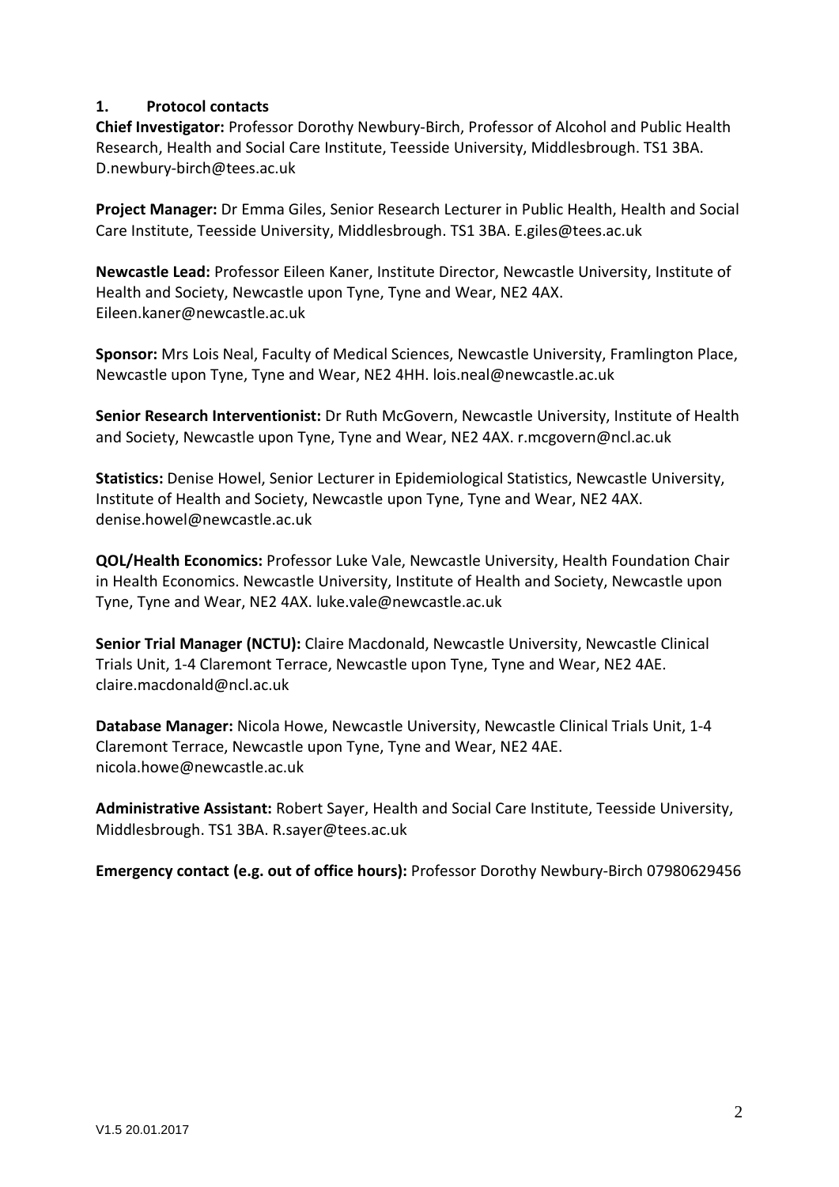## 1. Protocol contacts

**Chief Investigator:** Professor Dorothy Newbury-Birch, Professor of Alcohol and Public Health Research, Health and Social Care Institute, Teesside University, Middlesbrough. TS1 3BA. D.newbury-birch@tees.ac.uk

**Project Manager:** Dr Emma Giles, Senior Research Lecturer in Public Health, Health and Social Care Institute, Teesside University, Middlesbrough. TS1 3BA. E.giles@tees.ac.uk

**Newcastle Lead:** Professor Eileen Kaner, Institute Director, Newcastle University, Institute of Health and Society, Newcastle upon Tyne, Tyne and Wear, NE2 4AX. Eileen.kaner@newcastle.ac.uk

**Sponsor:** Mrs Lois Neal, Faculty of Medical Sciences, Newcastle University, Framlington Place, Newcastle upon Tyne, Tyne and Wear, NE2 4HH. lois.neal@newcastle.ac.uk

**Senior Research Interventionist:** Dr Ruth McGovern, Newcastle University, Institute of Health and Society, Newcastle upon Tyne, Tyne and Wear, NE2 4AX. r.mcgovern@ncl.ac.uk

**Statistics:** Denise Howel, Senior Lecturer in Epidemiological Statistics, Newcastle University, Institute of Health and Society, Newcastle upon Tyne, Tyne and Wear, NE2 4AX. denise.howel@newcastle.ac.uk

**QOL/Health Economics:** Professor Luke Vale, Newcastle University, Health Foundation Chair in Health Economics. Newcastle University, Institute of Health and Society, Newcastle upon Tyne, Tyne and Wear, NE2 4AX. luke.vale@newcastle.ac.uk

**Senior Trial Manager (NCTU):** Claire Macdonald, Newcastle University, Newcastle Clinical Trials Unit, 1-4 Claremont Terrace, Newcastle upon Tyne, Tyne and Wear, NE2 4AE. claire.macdonald@ncl.ac.uk

**Database Manager:** Nicola Howe, Newcastle University, Newcastle Clinical Trials Unit, 1-4 Claremont Terrace, Newcastle upon Tyne, Tyne and Wear, NE2 4AE. nicola.howe@newcastle.ac.uk

**Administrative Assistant:** Robert Sayer, Health and Social Care Institute, Teesside University, Middlesbrough. TS1 3BA. R.sayer@tees.ac.uk

**Emergency contact (e.g. out of office hours):** Professor Dorothy Newbury-Birch 07980629456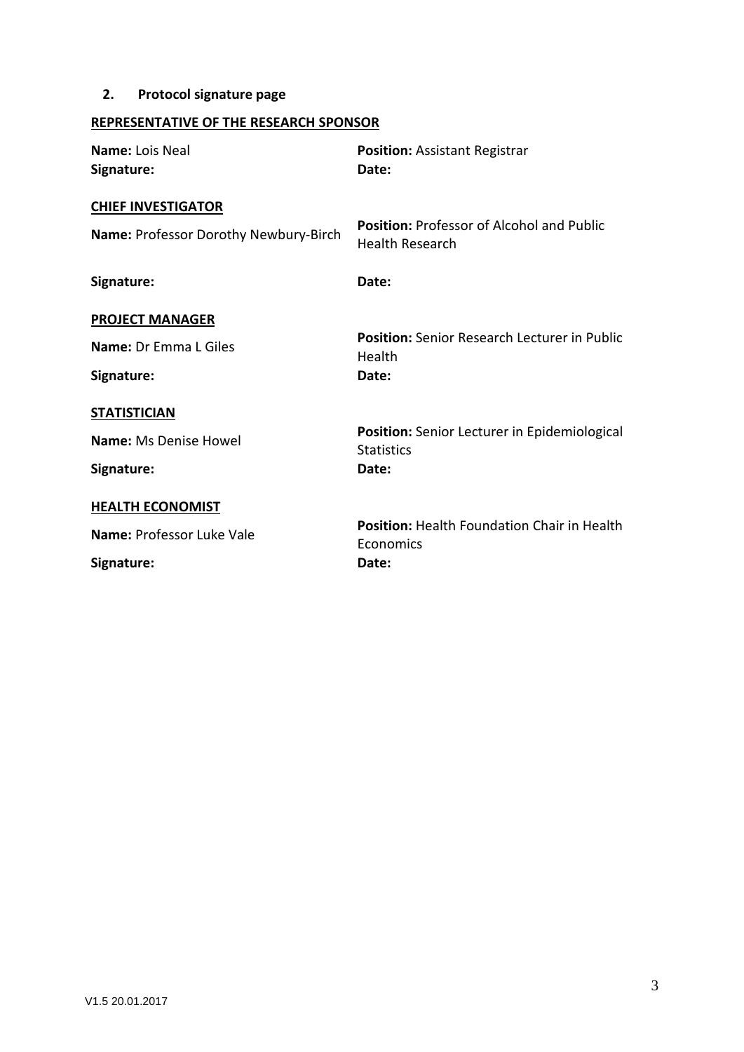## 2. Protocol signature page

**REPRESENTATIVE OF THE RESEARCH SPONSOR**

**Name:** Lois Neal
**Position:** Assistant Registrar
**Signature:**
**Date:**

**CHIEF INVESTIGATOR**

**Name:** Professor Dorothy Newbury-Birch
**Position:** Professor of Alcohol and Public Health Research
**Signature:**
**Date:**

**PROJECT MANAGER**

**Name:** Dr Emma L Giles
**Position:** Senior Research Lecturer in Public Health
**Signature:**
**Date:**

**STATISTICIAN**

**Name:** Ms Denise Howel
**Position:** Senior Lecturer in Epidemiological Statistics
**Signature:**
**Date:**

**HEALTH ECONOMIST**

**Name:** Professor Luke Vale
**Position:** Health Foundation Chair in Health Economics
**Signature:**
**Date:**

V1.5 20.01.2017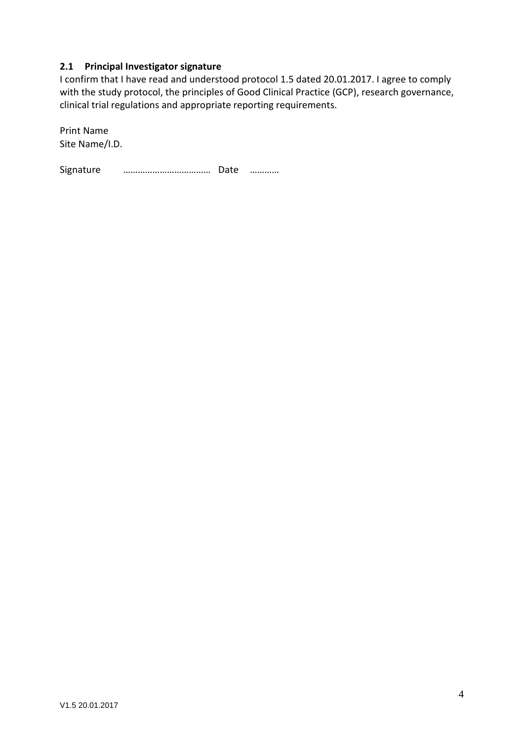### 2.1 Principal Investigator signature

I confirm that I have read and understood protocol 1.5 dated 20.01.2017. I agree to comply with the study protocol, the principles of Good Clinical Practice (GCP), research governance, clinical trial regulations and appropriate reporting requirements.

Print Name
Site Name/I.D.

Signature ……………………………… Date …………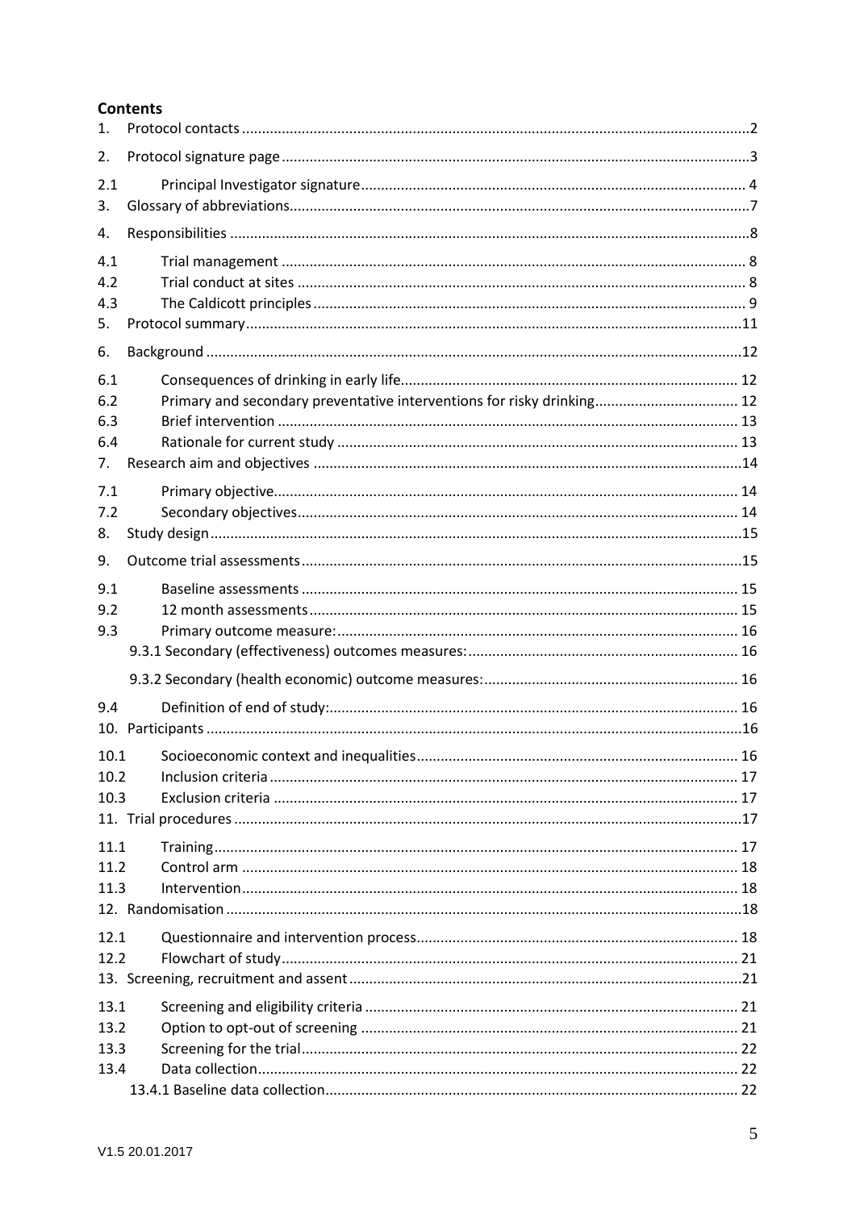**Contents**

1. Protocol contacts ..... 2
2. Protocol signature page ..... 3

2.1 Principal Investigator signature ..... 4

3. Glossary of abbreviations ..... 7
4. Responsibilities ..... 8

4.1 Trial management ..... 8
4.2 Trial conduct at sites ..... 8
4.3 The Caldicott principles ..... 9

5. Protocol summary ..... 11
6. Background ..... 12

6.1 Consequences of drinking in early life ..... 12
6.2 Primary and secondary preventative interventions for risky drinking ..... 12
6.3 Brief intervention ..... 13
6.4 Rationale for current study ..... 13

7. Research aim and objectives ..... 14

7.1 Primary objective ..... 14
7.2 Secondary objectives ..... 14

8. Study design ..... 15
9. Outcome trial assessments ..... 15

9.1 Baseline assessments ..... 15
9.2 12 month assessments ..... 15
9.3 Primary outcome measure: ..... 16
9.3.1 Secondary (effectiveness) outcomes measures: ..... 16
9.3.2 Secondary (health economic) outcome measures: ..... 16
9.4 Definition of end of study: ..... 16

10. Participants ..... 16

10.1 Socioeconomic context and inequalities ..... 16
10.2 Inclusion criteria ..... 17
10.3 Exclusion criteria ..... 17

11. Trial procedures ..... 17

11.1 Training ..... 17
11.2 Control arm ..... 18
11.3 Intervention ..... 18

12. Randomisation ..... 18

12.1 Questionnaire and intervention process ..... 18
12.2 Flowchart of study ..... 21

13. Screening, recruitment and assent ..... 21

13.1 Screening and eligibility criteria ..... 21
13.2 Option to opt-out of screening ..... 21
13.3 Screening for the trial ..... 22
13.4 Data collection ..... 22
13.4.1 Baseline data collection ..... 22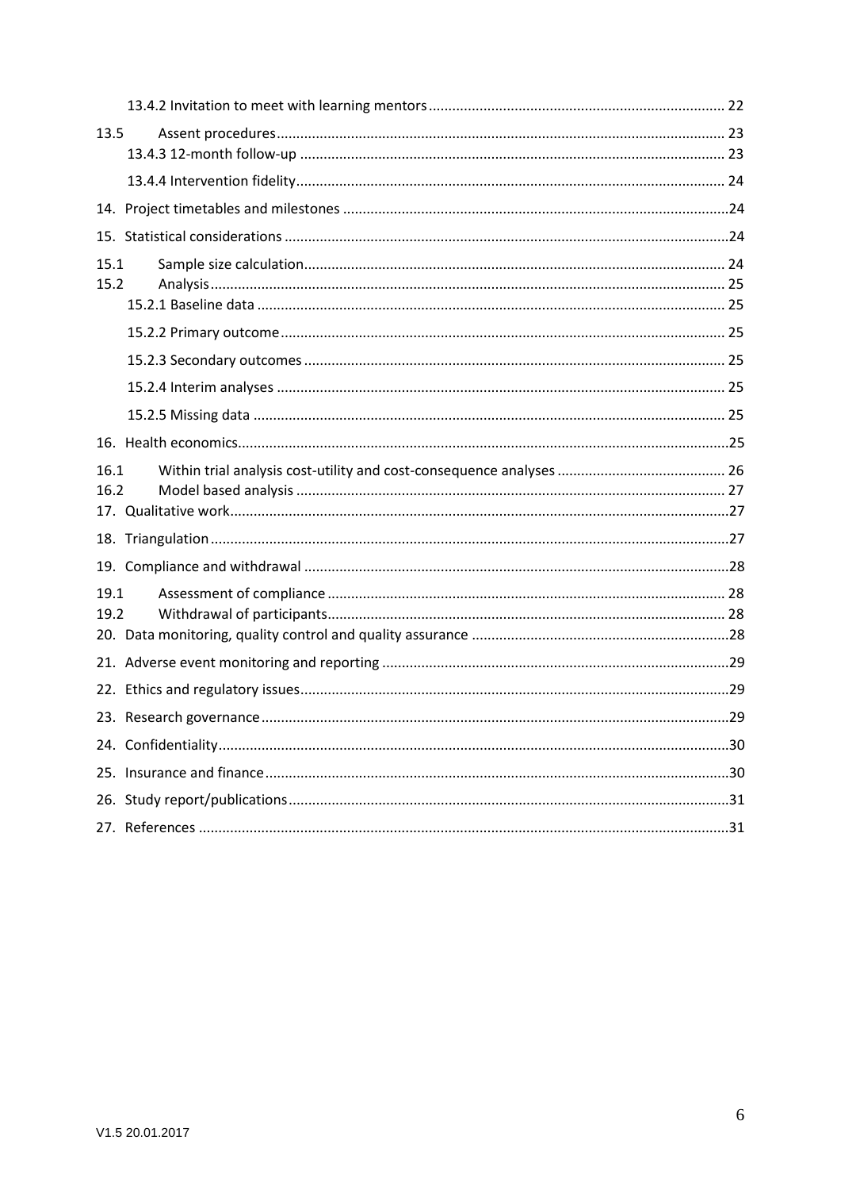13.4.2 Invitation to meet with learning mentors ............ 22

13.5 Assent procedures ............ 23

13.4.3 12-month follow-up ............ 23

13.4.4 Intervention fidelity ............ 24

14. Project timetables and milestones ............ 24

15. Statistical considerations ............ 24

15.1 Sample size calculation ............ 24

15.2 Analysis ............ 25

15.2.1 Baseline data ............ 25

15.2.2 Primary outcome ............ 25

15.2.3 Secondary outcomes ............ 25

15.2.4 Interim analyses ............ 25

15.2.5 Missing data ............ 25

16. Health economics ............ 25

16.1 Within trial analysis cost-utility and cost-consequence analyses ............ 26

16.2 Model based analysis ............ 27

17. Qualitative work ............ 27

18. Triangulation ............ 27

19. Compliance and withdrawal ............ 28

19.1 Assessment of compliance ............ 28

19.2 Withdrawal of participants ............ 28

20. Data monitoring, quality control and quality assurance ............ 28

21. Adverse event monitoring and reporting ............ 29

22. Ethics and regulatory issues ............ 29

23. Research governance ............ 29

24. Confidentiality ............ 30

25. Insurance and finance ............ 30

26. Study report/publications ............ 31

27. References ............ 31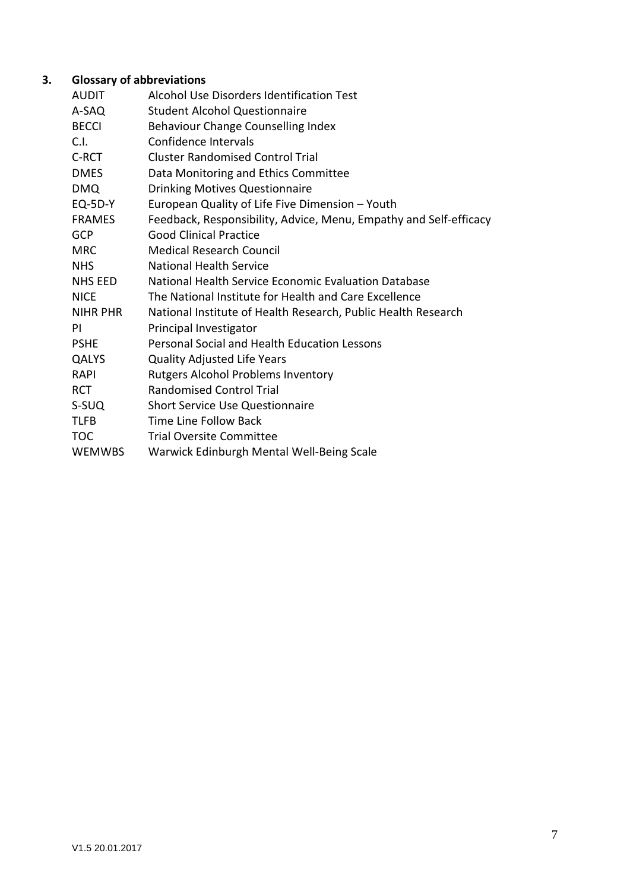## 3. Glossary of abbreviations

| | |
|---|---|
| AUDIT | Alcohol Use Disorders Identification Test |
| A-SAQ | Student Alcohol Questionnaire |
| BECCI | Behaviour Change Counselling Index |
| C.I. | Confidence Intervals |
| C-RCT | Cluster Randomised Control Trial |
| DMES | Data Monitoring and Ethics Committee |
| DMQ | Drinking Motives Questionnaire |
| EQ-5D-Y | European Quality of Life Five Dimension – Youth |
| FRAMES | Feedback, Responsibility, Advice, Menu, Empathy and Self-efficacy |
| GCP | Good Clinical Practice |
| MRC | Medical Research Council |
| NHS | National Health Service |
| NHS EED | National Health Service Economic Evaluation Database |
| NICE | The National Institute for Health and Care Excellence |
| NIHR PHR | National Institute of Health Research, Public Health Research |
| PI | Principal Investigator |
| PSHE | Personal Social and Health Education Lessons |
| QALYS | Quality Adjusted Life Years |
| RAPI | Rutgers Alcohol Problems Inventory |
| RCT | Randomised Control Trial |
| S-SUQ | Short Service Use Questionnaire |
| TLFB | Time Line Follow Back |
| TOC | Trial Oversite Committee |
| WEMWBS | Warwick Edinburgh Mental Well-Being Scale |

V1.5 20.01.2017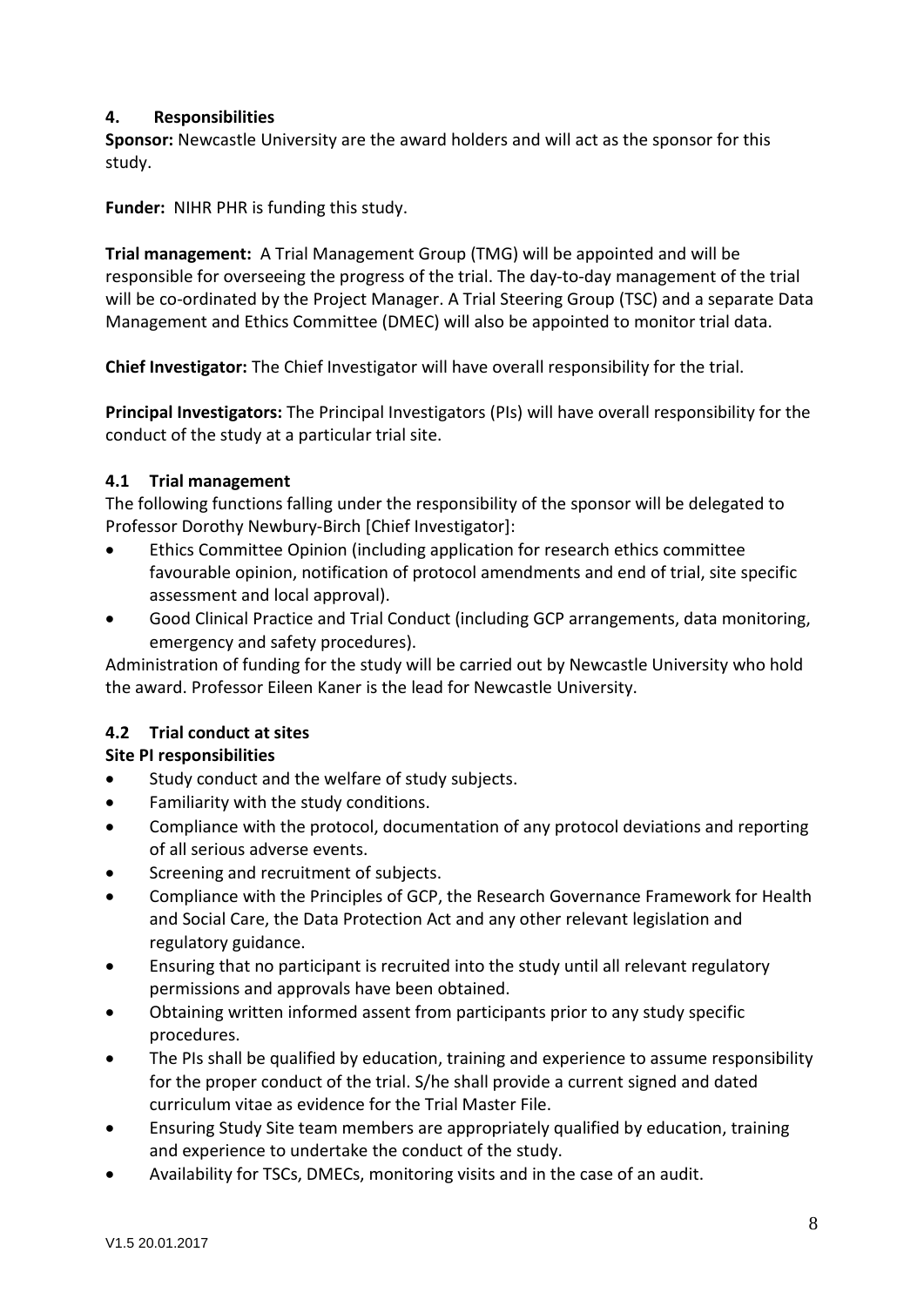## 4. Responsibilities

**Sponsor:** Newcastle University are the award holders and will act as the sponsor for this study.

**Funder:** NIHR PHR is funding this study.

**Trial management:** A Trial Management Group (TMG) will be appointed and will be responsible for overseeing the progress of the trial. The day-to-day management of the trial will be co-ordinated by the Project Manager. A Trial Steering Group (TSC) and a separate Data Management and Ethics Committee (DMEC) will also be appointed to monitor trial data.

**Chief Investigator:** The Chief Investigator will have overall responsibility for the trial.

**Principal Investigators:** The Principal Investigators (PIs) will have overall responsibility for the conduct of the study at a particular trial site.

### 4.1 Trial management

The following functions falling under the responsibility of the sponsor will be delegated to Professor Dorothy Newbury-Birch [Chief Investigator]:

- Ethics Committee Opinion (including application for research ethics committee favourable opinion, notification of protocol amendments and end of trial, site specific assessment and local approval).
- Good Clinical Practice and Trial Conduct (including GCP arrangements, data monitoring, emergency and safety procedures).

Administration of funding for the study will be carried out by Newcastle University who hold the award. Professor Eileen Kaner is the lead for Newcastle University.

### 4.2 Trial conduct at sites

**Site PI responsibilities**

- Study conduct and the welfare of study subjects.
- Familiarity with the study conditions.
- Compliance with the protocol, documentation of any protocol deviations and reporting of all serious adverse events.
- Screening and recruitment of subjects.
- Compliance with the Principles of GCP, the Research Governance Framework for Health and Social Care, the Data Protection Act and any other relevant legislation and regulatory guidance.
- Ensuring that no participant is recruited into the study until all relevant regulatory permissions and approvals have been obtained.
- Obtaining written informed assent from participants prior to any study specific procedures.
- The PIs shall be qualified by education, training and experience to assume responsibility for the proper conduct of the trial. S/he shall provide a current signed and dated curriculum vitae as evidence for the Trial Master File.
- Ensuring Study Site team members are appropriately qualified by education, training and experience to undertake the conduct of the study.
- Availability for TSCs, DMECs, monitoring visits and in the case of an audit.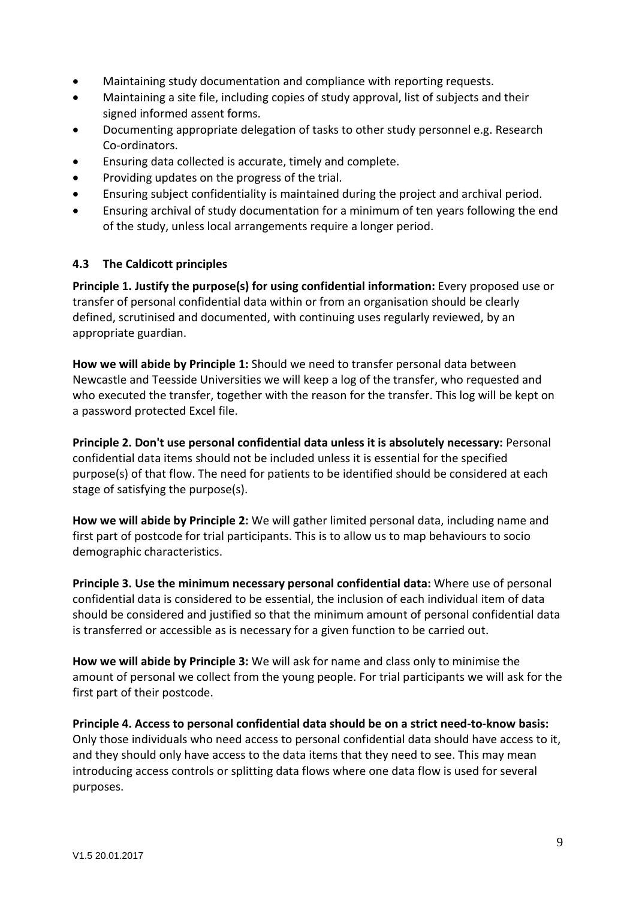- Maintaining study documentation and compliance with reporting requests.
- Maintaining a site file, including copies of study approval, list of subjects and their signed informed assent forms.
- Documenting appropriate delegation of tasks to other study personnel e.g. Research Co-ordinators.
- Ensuring data collected is accurate, timely and complete.
- Providing updates on the progress of the trial.
- Ensuring subject confidentiality is maintained during the project and archival period.
- Ensuring archival of study documentation for a minimum of ten years following the end of the study, unless local arrangements require a longer period.

### 4.3 The Caldicott principles

**Principle 1. Justify the purpose(s) for using confidential information:** Every proposed use or transfer of personal confidential data within or from an organisation should be clearly defined, scrutinised and documented, with continuing uses regularly reviewed, by an appropriate guardian.

**How we will abide by Principle 1:** Should we need to transfer personal data between Newcastle and Teesside Universities we will keep a log of the transfer, who requested and who executed the transfer, together with the reason for the transfer. This log will be kept on a password protected Excel file.

**Principle 2. Don't use personal confidential data unless it is absolutely necessary:** Personal confidential data items should not be included unless it is essential for the specified purpose(s) of that flow. The need for patients to be identified should be considered at each stage of satisfying the purpose(s).

**How we will abide by Principle 2:** We will gather limited personal data, including name and first part of postcode for trial participants. This is to allow us to map behaviours to socio demographic characteristics.

**Principle 3. Use the minimum necessary personal confidential data:** Where use of personal confidential data is considered to be essential, the inclusion of each individual item of data should be considered and justified so that the minimum amount of personal confidential data is transferred or accessible as is necessary for a given function to be carried out.

**How we will abide by Principle 3:** We will ask for name and class only to minimise the amount of personal we collect from the young people. For trial participants we will ask for the first part of their postcode.

**Principle 4. Access to personal confidential data should be on a strict need-to-know basis:** Only those individuals who need access to personal confidential data should have access to it, and they should only have access to the data items that they need to see. This may mean introducing access controls or splitting data flows where one data flow is used for several purposes.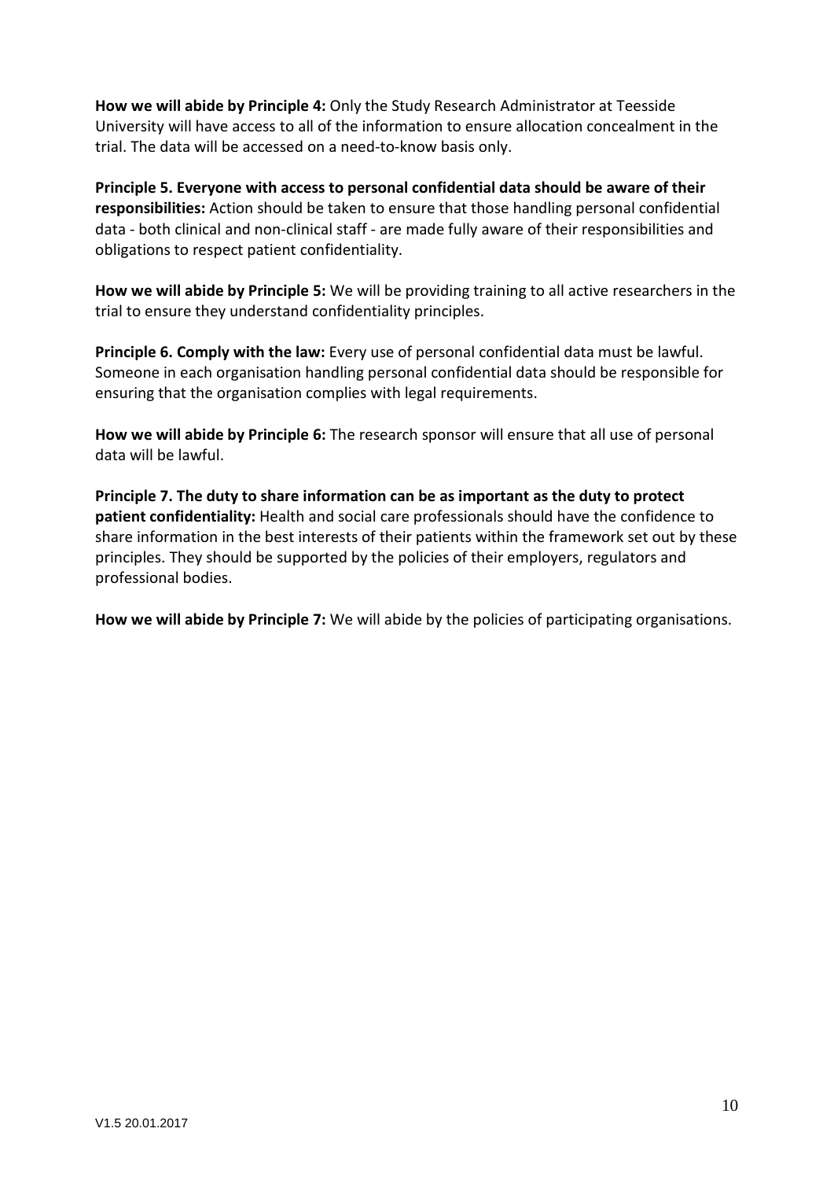**How we will abide by Principle 4:** Only the Study Research Administrator at Teesside University will have access to all of the information to ensure allocation concealment in the trial. The data will be accessed on a need-to-know basis only.

**Principle 5. Everyone with access to personal confidential data should be aware of their responsibilities:** Action should be taken to ensure that those handling personal confidential data - both clinical and non-clinical staff - are made fully aware of their responsibilities and obligations to respect patient confidentiality.

**How we will abide by Principle 5:** We will be providing training to all active researchers in the trial to ensure they understand confidentiality principles.

**Principle 6. Comply with the law:** Every use of personal confidential data must be lawful. Someone in each organisation handling personal confidential data should be responsible for ensuring that the organisation complies with legal requirements.

**How we will abide by Principle 6:** The research sponsor will ensure that all use of personal data will be lawful.

**Principle 7. The duty to share information can be as important as the duty to protect patient confidentiality:** Health and social care professionals should have the confidence to share information in the best interests of their patients within the framework set out by these principles. They should be supported by the policies of their employers, regulators and professional bodies.

**How we will abide by Principle 7:** We will abide by the policies of participating organisations.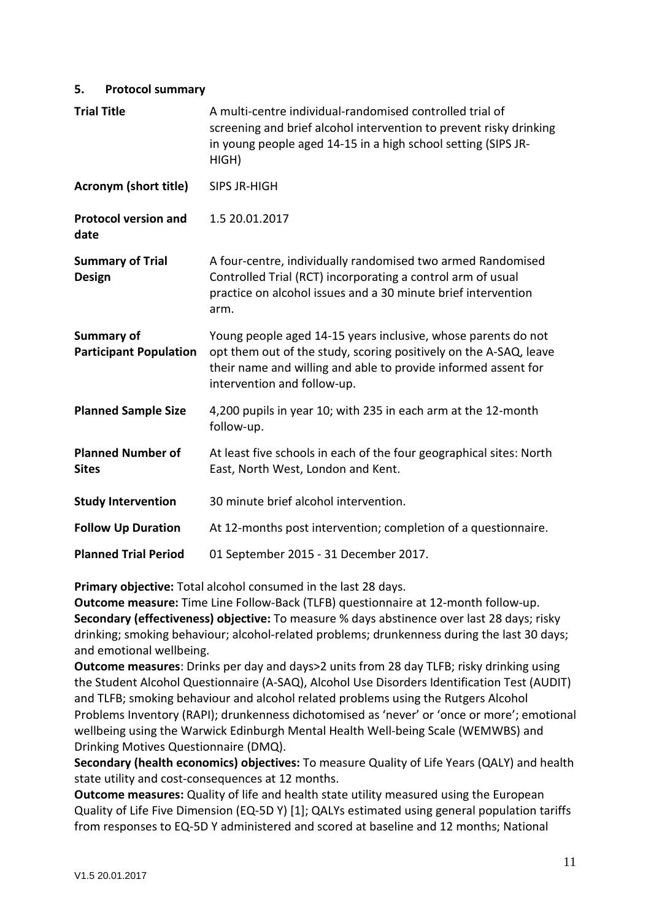## 5. Protocol summary

| | |
|---|---|
| **Trial Title** | A multi-centre individual-randomised controlled trial of screening and brief alcohol intervention to prevent risky drinking in young people aged 14-15 in a high school setting (SIPS JR-HIGH) |
| **Acronym (short title)** | SIPS JR-HIGH |
| **Protocol version and date** | 1.5 20.01.2017 |
| **Summary of Trial Design** | A four-centre, individually randomised two armed Randomised Controlled Trial (RCT) incorporating a control arm of usual practice on alcohol issues and a 30 minute brief intervention arm. |
| **Summary of Participant Population** | Young people aged 14-15 years inclusive, whose parents do not opt them out of the study, scoring positively on the A-SAQ, leave their name and willing and able to provide informed assent for intervention and follow-up. |
| **Planned Sample Size** | 4,200 pupils in year 10; with 235 in each arm at the 12-month follow-up. |
| **Planned Number of Sites** | At least five schools in each of the four geographical sites: North East, North West, London and Kent. |
| **Study Intervention** | 30 minute brief alcohol intervention. |
| **Follow Up Duration** | At 12-months post intervention; completion of a questionnaire. |
| **Planned Trial Period** | 01 September 2015 - 31 December 2017. |

**Primary objective:** Total alcohol consumed in the last 28 days.
**Outcome measure:** Time Line Follow-Back (TLFB) questionnaire at 12-month follow-up.
**Secondary (effectiveness) objective:** To measure % days abstinence over last 28 days; risky drinking; smoking behaviour; alcohol-related problems; drunkenness during the last 30 days; and emotional wellbeing.
**Outcome measures**: Drinks per day and days>2 units from 28 day TLFB; risky drinking using the Student Alcohol Questionnaire (A-SAQ), Alcohol Use Disorders Identification Test (AUDIT) and TLFB; smoking behaviour and alcohol related problems using the Rutgers Alcohol Problems Inventory (RAPI); drunkenness dichotomised as 'never' or 'once or more'; emotional wellbeing using the Warwick Edinburgh Mental Health Well-being Scale (WEMWBS) and Drinking Motives Questionnaire (DMQ).
**Secondary (health economics) objectives:** To measure Quality of Life Years (QALY) and health state utility and cost-consequences at 12 months.
**Outcome measures:** Quality of life and health state utility measured using the European Quality of Life Five Dimension (EQ-5D Y) [1]; QALYs estimated using general population tariffs from responses to EQ-5D Y administered and scored at baseline and 12 months; National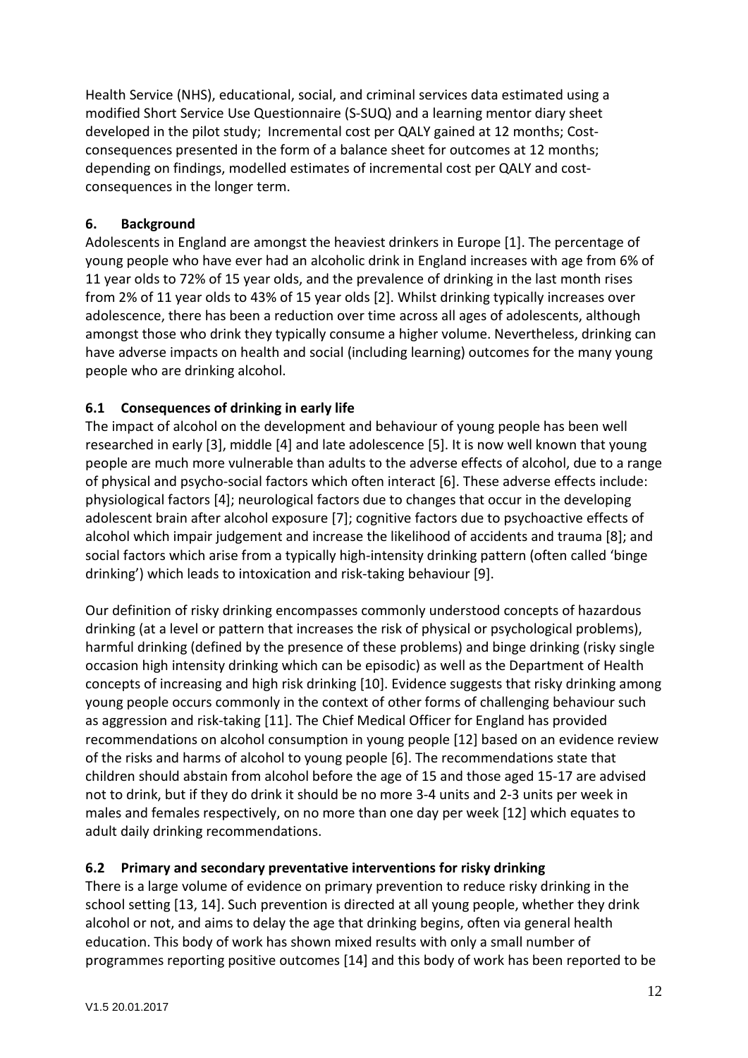Health Service (NHS), educational, social, and criminal services data estimated using a modified Short Service Use Questionnaire (S-SUQ) and a learning mentor diary sheet developed in the pilot study; Incremental cost per QALY gained at 12 months; Cost-consequences presented in the form of a balance sheet for outcomes at 12 months; depending on findings, modelled estimates of incremental cost per QALY and cost-consequences in the longer term.

## 6. Background

Adolescents in England are amongst the heaviest drinkers in Europe [1]. The percentage of young people who have ever had an alcoholic drink in England increases with age from 6% of 11 year olds to 72% of 15 year olds, and the prevalence of drinking in the last month rises from 2% of 11 year olds to 43% of 15 year olds [2]. Whilst drinking typically increases over adolescence, there has been a reduction over time across all ages of adolescents, although amongst those who drink they typically consume a higher volume. Nevertheless, drinking can have adverse impacts on health and social (including learning) outcomes for the many young people who are drinking alcohol.

### 6.1 Consequences of drinking in early life

The impact of alcohol on the development and behaviour of young people has been well researched in early [3], middle [4] and late adolescence [5]. It is now well known that young people are much more vulnerable than adults to the adverse effects of alcohol, due to a range of physical and psycho-social factors which often interact [6]. These adverse effects include: physiological factors [4]; neurological factors due to changes that occur in the developing adolescent brain after alcohol exposure [7]; cognitive factors due to psychoactive effects of alcohol which impair judgement and increase the likelihood of accidents and trauma [8]; and social factors which arise from a typically high-intensity drinking pattern (often called 'binge drinking') which leads to intoxication and risk-taking behaviour [9].

Our definition of risky drinking encompasses commonly understood concepts of hazardous drinking (at a level or pattern that increases the risk of physical or psychological problems), harmful drinking (defined by the presence of these problems) and binge drinking (risky single occasion high intensity drinking which can be episodic) as well as the Department of Health concepts of increasing and high risk drinking [10]. Evidence suggests that risky drinking among young people occurs commonly in the context of other forms of challenging behaviour such as aggression and risk-taking [11]. The Chief Medical Officer for England has provided recommendations on alcohol consumption in young people [12] based on an evidence review of the risks and harms of alcohol to young people [6]. The recommendations state that children should abstain from alcohol before the age of 15 and those aged 15-17 are advised not to drink, but if they do drink it should be no more 3-4 units and 2-3 units per week in males and females respectively, on no more than one day per week [12] which equates to adult daily drinking recommendations.

### 6.2 Primary and secondary preventative interventions for risky drinking

There is a large volume of evidence on primary prevention to reduce risky drinking in the school setting [13, 14]. Such prevention is directed at all young people, whether they drink alcohol or not, and aims to delay the age that drinking begins, often via general health education. This body of work has shown mixed results with only a small number of programmes reporting positive outcomes [14] and this body of work has been reported to be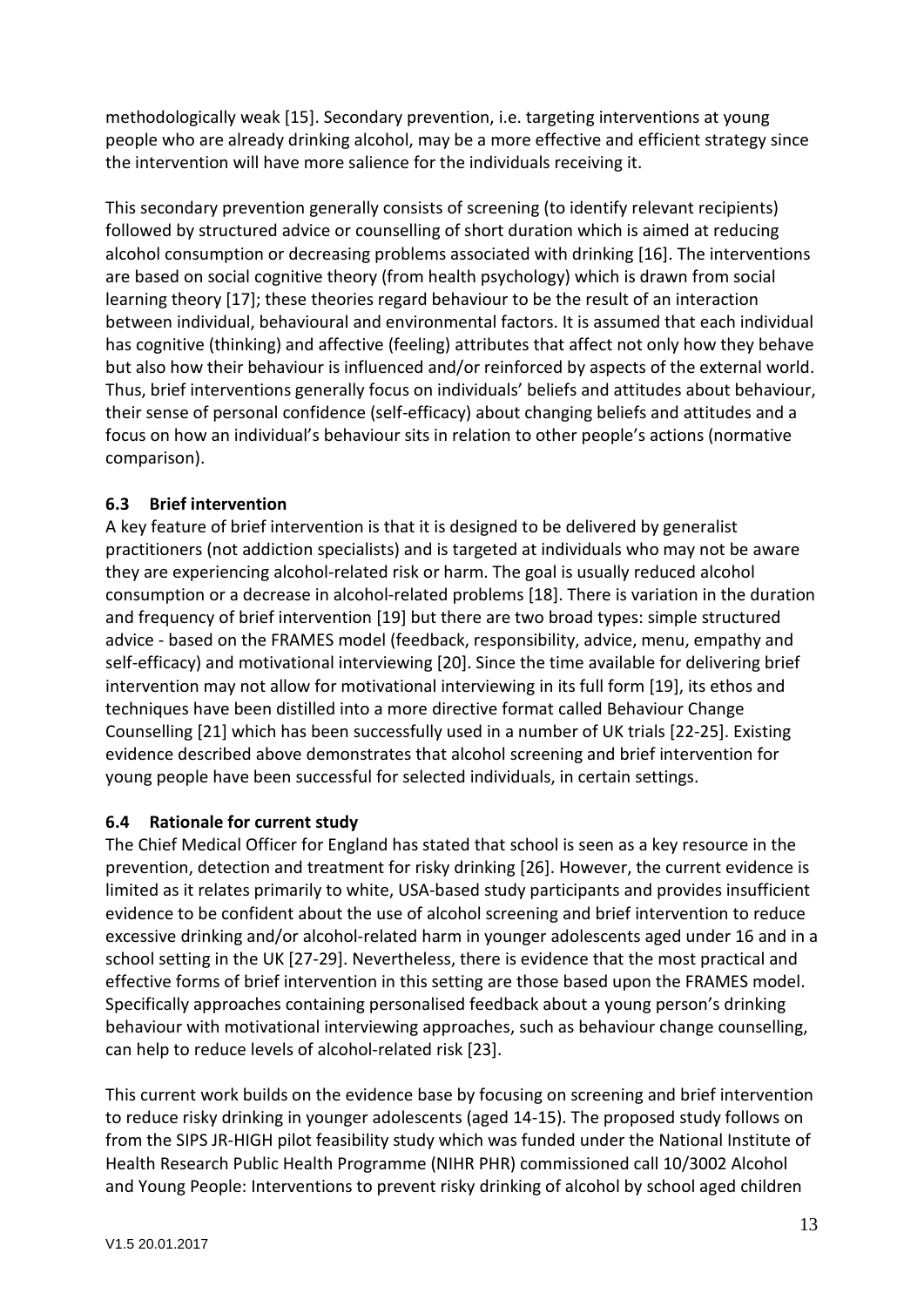methodologically weak [15]. Secondary prevention, i.e. targeting interventions at young people who are already drinking alcohol, may be a more effective and efficient strategy since the intervention will have more salience for the individuals receiving it.

This secondary prevention generally consists of screening (to identify relevant recipients) followed by structured advice or counselling of short duration which is aimed at reducing alcohol consumption or decreasing problems associated with drinking [16]. The interventions are based on social cognitive theory (from health psychology) which is drawn from social learning theory [17]; these theories regard behaviour to be the result of an interaction between individual, behavioural and environmental factors. It is assumed that each individual has cognitive (thinking) and affective (feeling) attributes that affect not only how they behave but also how their behaviour is influenced and/or reinforced by aspects of the external world. Thus, brief interventions generally focus on individuals' beliefs and attitudes about behaviour, their sense of personal confidence (self-efficacy) about changing beliefs and attitudes and a focus on how an individual's behaviour sits in relation to other people's actions (normative comparison).

### 6.3 Brief intervention

A key feature of brief intervention is that it is designed to be delivered by generalist practitioners (not addiction specialists) and is targeted at individuals who may not be aware they are experiencing alcohol-related risk or harm. The goal is usually reduced alcohol consumption or a decrease in alcohol-related problems [18]. There is variation in the duration and frequency of brief intervention [19] but there are two broad types: simple structured advice - based on the FRAMES model (feedback, responsibility, advice, menu, empathy and self-efficacy) and motivational interviewing [20]. Since the time available for delivering brief intervention may not allow for motivational interviewing in its full form [19], its ethos and techniques have been distilled into a more directive format called Behaviour Change Counselling [21] which has been successfully used in a number of UK trials [22-25]. Existing evidence described above demonstrates that alcohol screening and brief intervention for young people have been successful for selected individuals, in certain settings.

### 6.4 Rationale for current study

The Chief Medical Officer for England has stated that school is seen as a key resource in the prevention, detection and treatment for risky drinking [26]. However, the current evidence is limited as it relates primarily to white, USA-based study participants and provides insufficient evidence to be confident about the use of alcohol screening and brief intervention to reduce excessive drinking and/or alcohol-related harm in younger adolescents aged under 16 and in a school setting in the UK [27-29]. Nevertheless, there is evidence that the most practical and effective forms of brief intervention in this setting are those based upon the FRAMES model. Specifically approaches containing personalised feedback about a young person's drinking behaviour with motivational interviewing approaches, such as behaviour change counselling, can help to reduce levels of alcohol-related risk [23].

This current work builds on the evidence base by focusing on screening and brief intervention to reduce risky drinking in younger adolescents (aged 14-15). The proposed study follows on from the SIPS JR-HIGH pilot feasibility study which was funded under the National Institute of Health Research Public Health Programme (NIHR PHR) commissioned call 10/3002 Alcohol and Young People: Interventions to prevent risky drinking of alcohol by school aged children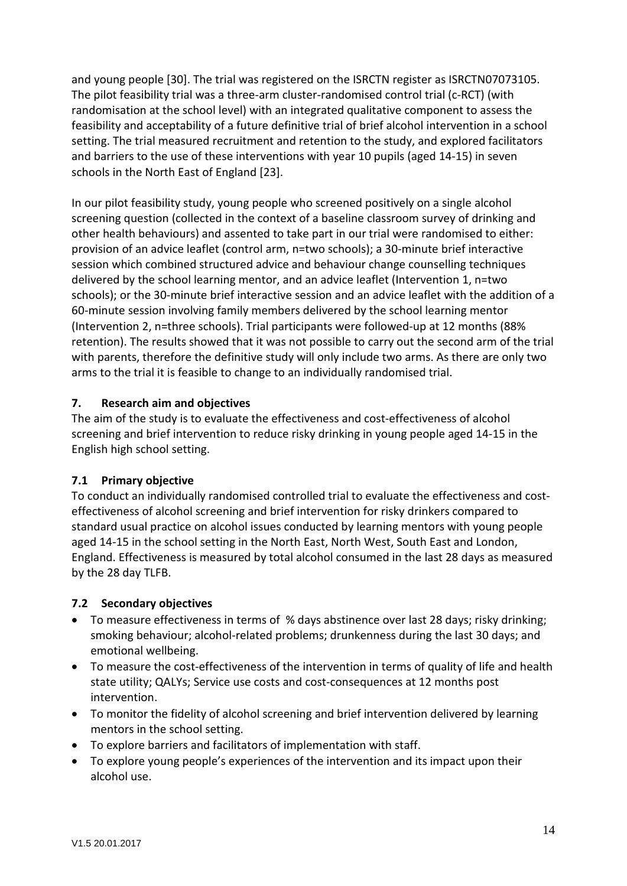and young people [30]. The trial was registered on the ISRCTN register as ISRCTN07073105. The pilot feasibility trial was a three-arm cluster-randomised control trial (c-RCT) (with randomisation at the school level) with an integrated qualitative component to assess the feasibility and acceptability of a future definitive trial of brief alcohol intervention in a school setting. The trial measured recruitment and retention to the study, and explored facilitators and barriers to the use of these interventions with year 10 pupils (aged 14-15) in seven schools in the North East of England [23].

In our pilot feasibility study, young people who screened positively on a single alcohol screening question (collected in the context of a baseline classroom survey of drinking and other health behaviours) and assented to take part in our trial were randomised to either: provision of an advice leaflet (control arm, n=two schools); a 30-minute brief interactive session which combined structured advice and behaviour change counselling techniques delivered by the school learning mentor, and an advice leaflet (Intervention 1, n=two schools); or the 30-minute brief interactive session and an advice leaflet with the addition of a 60-minute session involving family members delivered by the school learning mentor (Intervention 2, n=three schools). Trial participants were followed-up at 12 months (88% retention). The results showed that it was not possible to carry out the second arm of the trial with parents, therefore the definitive study will only include two arms. As there are only two arms to the trial it is feasible to change to an individually randomised trial.

## 7. Research aim and objectives

The aim of the study is to evaluate the effectiveness and cost-effectiveness of alcohol screening and brief intervention to reduce risky drinking in young people aged 14-15 in the English high school setting.

### 7.1 Primary objective

To conduct an individually randomised controlled trial to evaluate the effectiveness and cost-effectiveness of alcohol screening and brief intervention for risky drinkers compared to standard usual practice on alcohol issues conducted by learning mentors with young people aged 14-15 in the school setting in the North East, North West, South East and London, England. Effectiveness is measured by total alcohol consumed in the last 28 days as measured by the 28 day TLFB.

### 7.2 Secondary objectives

- To measure effectiveness in terms of % days abstinence over last 28 days; risky drinking; smoking behaviour; alcohol-related problems; drunkenness during the last 30 days; and emotional wellbeing.
- To measure the cost-effectiveness of the intervention in terms of quality of life and health state utility; QALYs; Service use costs and cost-consequences at 12 months post intervention.
- To monitor the fidelity of alcohol screening and brief intervention delivered by learning mentors in the school setting.
- To explore barriers and facilitators of implementation with staff.
- To explore young people's experiences of the intervention and its impact upon their alcohol use.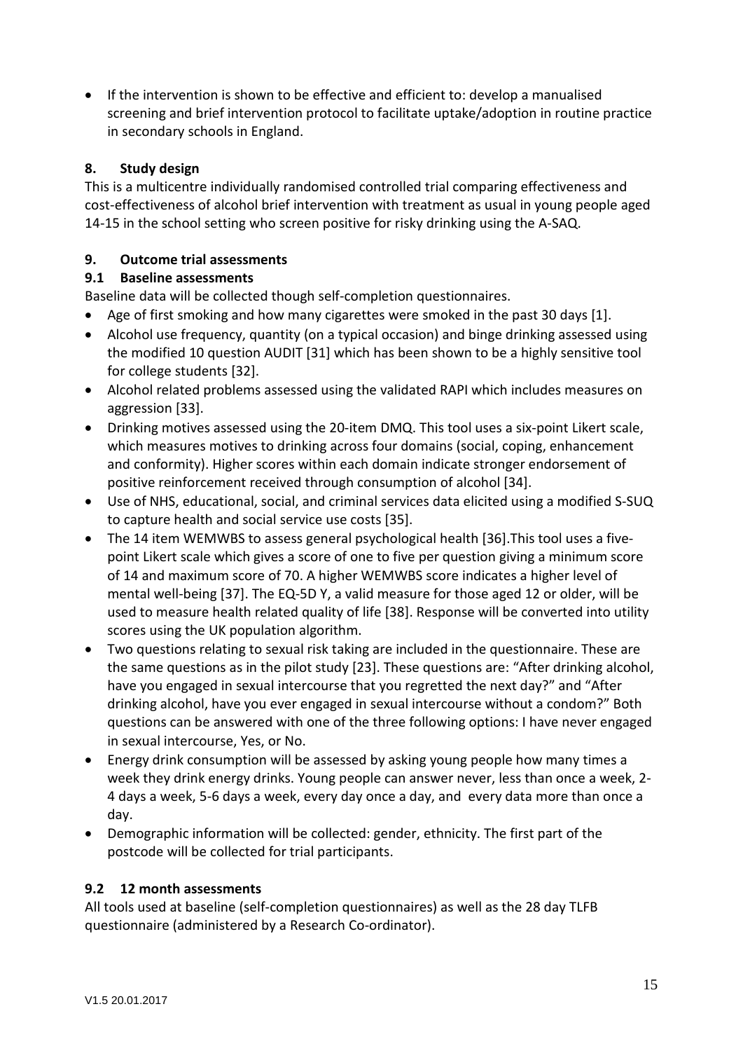- If the intervention is shown to be effective and efficient to: develop a manualised screening and brief intervention protocol to facilitate uptake/adoption in routine practice in secondary schools in England.

## 8. Study design

This is a multicentre individually randomised controlled trial comparing effectiveness and cost-effectiveness of alcohol brief intervention with treatment as usual in young people aged 14-15 in the school setting who screen positive for risky drinking using the A-SAQ.

## 9. Outcome trial assessments

### 9.1 Baseline assessments

Baseline data will be collected though self-completion questionnaires.

- Age of first smoking and how many cigarettes were smoked in the past 30 days [1].
- Alcohol use frequency, quantity (on a typical occasion) and binge drinking assessed using the modified 10 question AUDIT [31] which has been shown to be a highly sensitive tool for college students [32].
- Alcohol related problems assessed using the validated RAPI which includes measures on aggression [33].
- Drinking motives assessed using the 20-item DMQ. This tool uses a six-point Likert scale, which measures motives to drinking across four domains (social, coping, enhancement and conformity). Higher scores within each domain indicate stronger endorsement of positive reinforcement received through consumption of alcohol [34].
- Use of NHS, educational, social, and criminal services data elicited using a modified S-SUQ to capture health and social service use costs [35].
- The 14 item WEMWBS to assess general psychological health [36].This tool uses a five-point Likert scale which gives a score of one to five per question giving a minimum score of 14 and maximum score of 70. A higher WEMWBS score indicates a higher level of mental well-being [37]. The EQ-5D Y, a valid measure for those aged 12 or older, will be used to measure health related quality of life [38]. Response will be converted into utility scores using the UK population algorithm.
- Two questions relating to sexual risk taking are included in the questionnaire. These are the same questions as in the pilot study [23]. These questions are: "After drinking alcohol, have you engaged in sexual intercourse that you regretted the next day?" and "After drinking alcohol, have you ever engaged in sexual intercourse without a condom?" Both questions can be answered with one of the three following options: I have never engaged in sexual intercourse, Yes, or No.
- Energy drink consumption will be assessed by asking young people how many times a week they drink energy drinks. Young people can answer never, less than once a week, 2-4 days a week, 5-6 days a week, every day once a day, and every data more than once a day.
- Demographic information will be collected: gender, ethnicity. The first part of the postcode will be collected for trial participants.

### 9.2 12 month assessments

All tools used at baseline (self-completion questionnaires) as well as the 28 day TLFB questionnaire (administered by a Research Co-ordinator).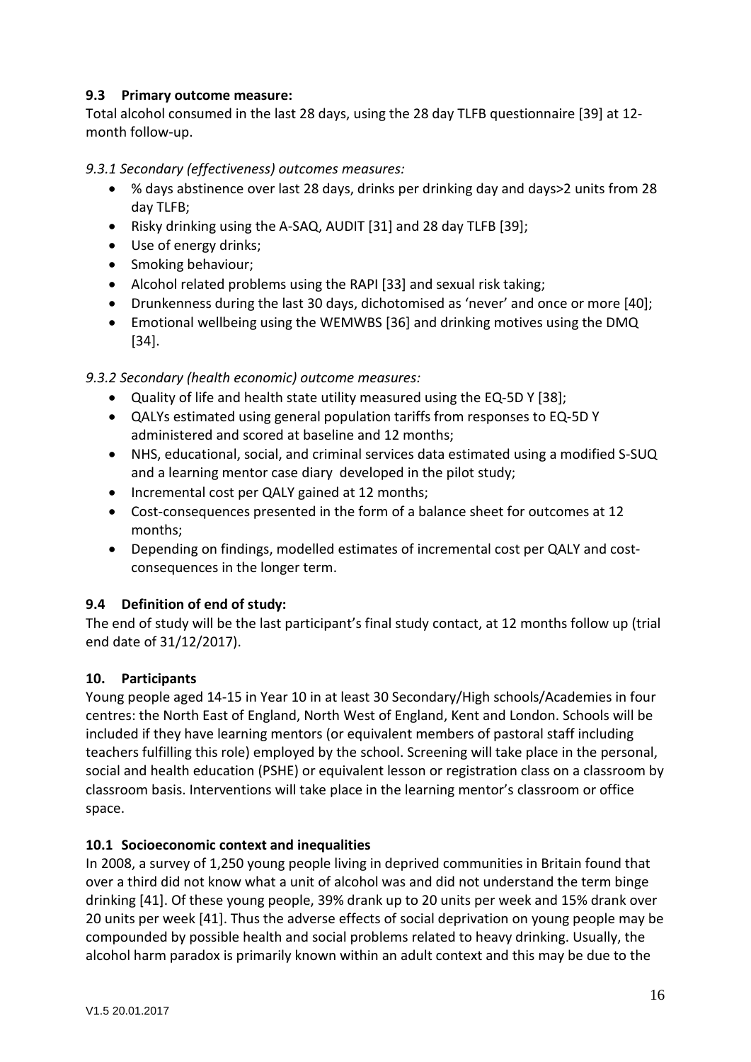### 9.3 Primary outcome measure:

Total alcohol consumed in the last 28 days, using the 28 day TLFB questionnaire [39] at 12-month follow-up.

*9.3.1 Secondary (effectiveness) outcomes measures:*

- % days abstinence over last 28 days, drinks per drinking day and days>2 units from 28 day TLFB;
- Risky drinking using the A-SAQ, AUDIT [31] and 28 day TLFB [39];
- Use of energy drinks;
- Smoking behaviour;
- Alcohol related problems using the RAPI [33] and sexual risk taking;
- Drunkenness during the last 30 days, dichotomised as 'never' and once or more [40];
- Emotional wellbeing using the WEMWBS [36] and drinking motives using the DMQ [34].

*9.3.2 Secondary (health economic) outcome measures:*

- Quality of life and health state utility measured using the EQ-5D Y [38];
- QALYs estimated using general population tariffs from responses to EQ-5D Y administered and scored at baseline and 12 months;
- NHS, educational, social, and criminal services data estimated using a modified S-SUQ and a learning mentor case diary developed in the pilot study;
- Incremental cost per QALY gained at 12 months;
- Cost-consequences presented in the form of a balance sheet for outcomes at 12 months;
- Depending on findings, modelled estimates of incremental cost per QALY and cost-consequences in the longer term.

### 9.4 Definition of end of study:

The end of study will be the last participant's final study contact, at 12 months follow up (trial end date of 31/12/2017).

## 10. Participants

Young people aged 14-15 in Year 10 in at least 30 Secondary/High schools/Academies in four centres: the North East of England, North West of England, Kent and London. Schools will be included if they have learning mentors (or equivalent members of pastoral staff including teachers fulfilling this role) employed by the school. Screening will take place in the personal, social and health education (PSHE) or equivalent lesson or registration class on a classroom by classroom basis. Interventions will take place in the learning mentor's classroom or office space.

### 10.1 Socioeconomic context and inequalities

In 2008, a survey of 1,250 young people living in deprived communities in Britain found that over a third did not know what a unit of alcohol was and did not understand the term binge drinking [41]. Of these young people, 39% drank up to 20 units per week and 15% drank over 20 units per week [41]. Thus the adverse effects of social deprivation on young people may be compounded by possible health and social problems related to heavy drinking. Usually, the alcohol harm paradox is primarily known within an adult context and this may be due to the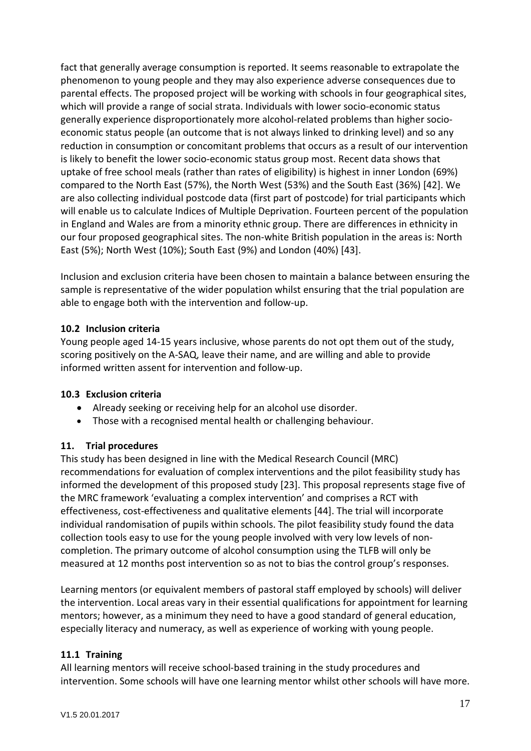fact that generally average consumption is reported. It seems reasonable to extrapolate the phenomenon to young people and they may also experience adverse consequences due to parental effects. The proposed project will be working with schools in four geographical sites, which will provide a range of social strata. Individuals with lower socio-economic status generally experience disproportionately more alcohol-related problems than higher socio-economic status people (an outcome that is not always linked to drinking level) and so any reduction in consumption or concomitant problems that occurs as a result of our intervention is likely to benefit the lower socio-economic status group most. Recent data shows that uptake of free school meals (rather than rates of eligibility) is highest in inner London (69%) compared to the North East (57%), the North West (53%) and the South East (36%) [42]. We are also collecting individual postcode data (first part of postcode) for trial participants which will enable us to calculate Indices of Multiple Deprivation. Fourteen percent of the population in England and Wales are from a minority ethnic group. There are differences in ethnicity in our four proposed geographical sites. The non-white British population in the areas is: North East (5%); North West (10%); South East (9%) and London (40%) [43].

Inclusion and exclusion criteria have been chosen to maintain a balance between ensuring the sample is representative of the wider population whilst ensuring that the trial population are able to engage both with the intervention and follow-up.

### 10.2 Inclusion criteria

Young people aged 14-15 years inclusive, whose parents do not opt them out of the study, scoring positively on the A-SAQ, leave their name, and are willing and able to provide informed written assent for intervention and follow-up.

### 10.3 Exclusion criteria

- Already seeking or receiving help for an alcohol use disorder.
- Those with a recognised mental health or challenging behaviour.

## 11. Trial procedures

This study has been designed in line with the Medical Research Council (MRC) recommendations for evaluation of complex interventions and the pilot feasibility study has informed the development of this proposed study [23]. This proposal represents stage five of the MRC framework 'evaluating a complex intervention' and comprises a RCT with effectiveness, cost-effectiveness and qualitative elements [44]. The trial will incorporate individual randomisation of pupils within schools. The pilot feasibility study found the data collection tools easy to use for the young people involved with very low levels of non-completion. The primary outcome of alcohol consumption using the TLFB will only be measured at 12 months post intervention so as not to bias the control group's responses.

Learning mentors (or equivalent members of pastoral staff employed by schools) will deliver the intervention. Local areas vary in their essential qualifications for appointment for learning mentors; however, as a minimum they need to have a good standard of general education, especially literacy and numeracy, as well as experience of working with young people.

### 11.1 Training

All learning mentors will receive school-based training in the study procedures and intervention. Some schools will have one learning mentor whilst other schools will have more.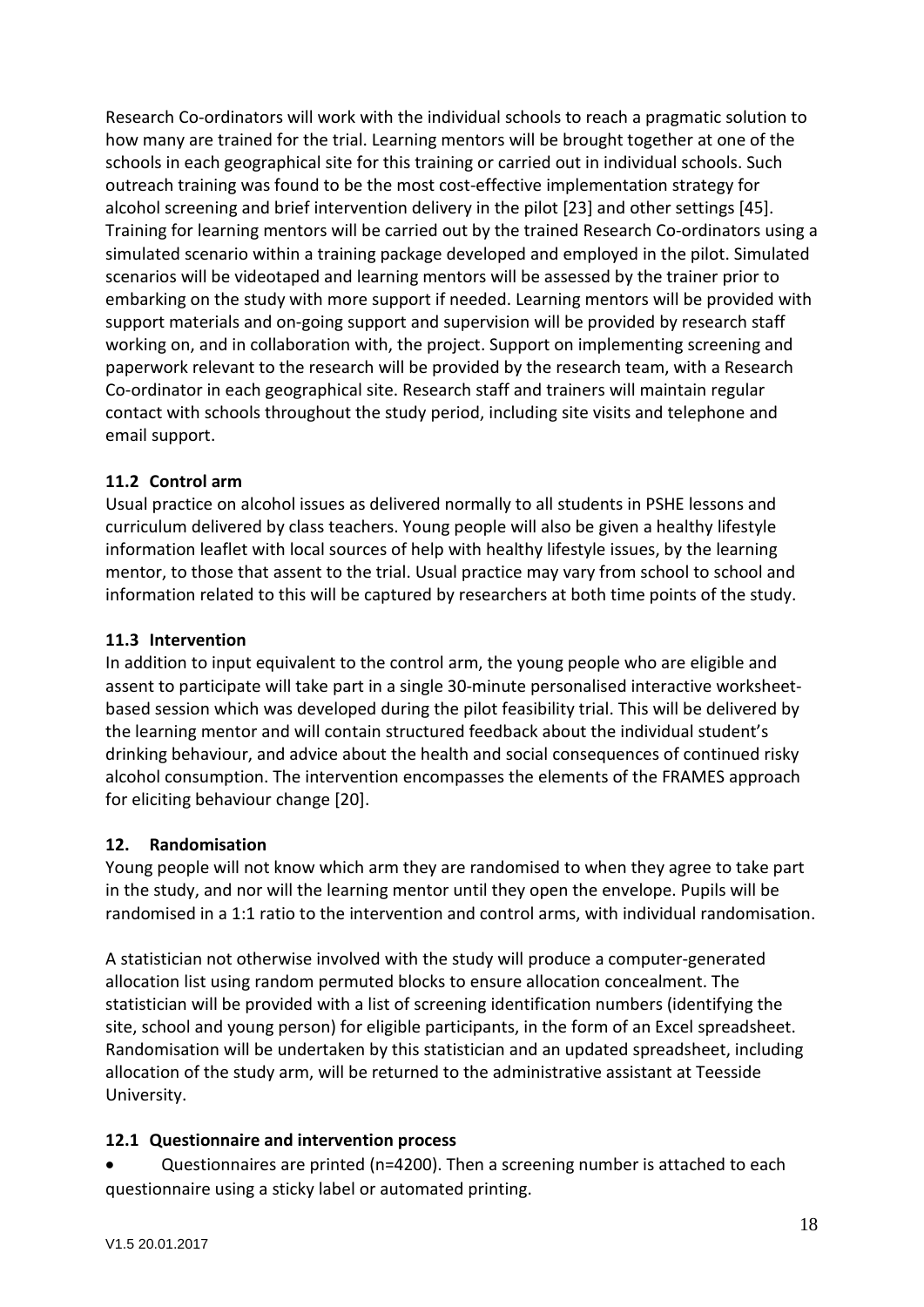Research Co-ordinators will work with the individual schools to reach a pragmatic solution to how many are trained for the trial. Learning mentors will be brought together at one of the schools in each geographical site for this training or carried out in individual schools. Such outreach training was found to be the most cost-effective implementation strategy for alcohol screening and brief intervention delivery in the pilot [23] and other settings [45]. Training for learning mentors will be carried out by the trained Research Co-ordinators using a simulated scenario within a training package developed and employed in the pilot. Simulated scenarios will be videotaped and learning mentors will be assessed by the trainer prior to embarking on the study with more support if needed. Learning mentors will be provided with support materials and on-going support and supervision will be provided by research staff working on, and in collaboration with, the project. Support on implementing screening and paperwork relevant to the research will be provided by the research team, with a Research Co-ordinator in each geographical site. Research staff and trainers will maintain regular contact with schools throughout the study period, including site visits and telephone and email support.

### 11.2 Control arm

Usual practice on alcohol issues as delivered normally to all students in PSHE lessons and curriculum delivered by class teachers. Young people will also be given a healthy lifestyle information leaflet with local sources of help with healthy lifestyle issues, by the learning mentor, to those that assent to the trial. Usual practice may vary from school to school and information related to this will be captured by researchers at both time points of the study.

### 11.3 Intervention

In addition to input equivalent to the control arm, the young people who are eligible and assent to participate will take part in a single 30-minute personalised interactive worksheet-based session which was developed during the pilot feasibility trial. This will be delivered by the learning mentor and will contain structured feedback about the individual student's drinking behaviour, and advice about the health and social consequences of continued risky alcohol consumption. The intervention encompasses the elements of the FRAMES approach for eliciting behaviour change [20].

## 12. Randomisation

Young people will not know which arm they are randomised to when they agree to take part in the study, and nor will the learning mentor until they open the envelope. Pupils will be randomised in a 1:1 ratio to the intervention and control arms, with individual randomisation.

A statistician not otherwise involved with the study will produce a computer-generated allocation list using random permuted blocks to ensure allocation concealment. The statistician will be provided with a list of screening identification numbers (identifying the site, school and young person) for eligible participants, in the form of an Excel spreadsheet. Randomisation will be undertaken by this statistician and an updated spreadsheet, including allocation of the study arm, will be returned to the administrative assistant at Teesside University.

### 12.1 Questionnaire and intervention process

- Questionnaires are printed (n=4200). Then a screening number is attached to each questionnaire using a sticky label or automated printing.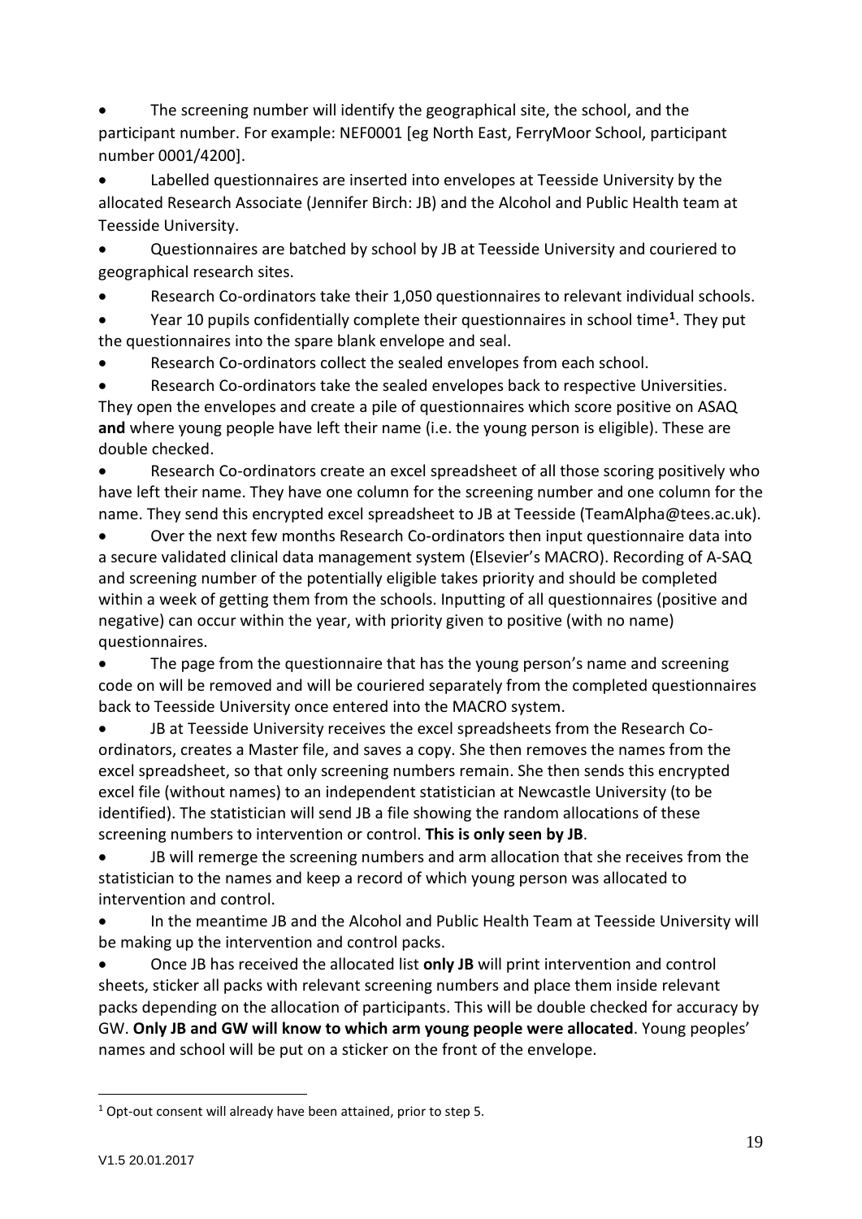- The screening number will identify the geographical site, the school, and the participant number. For example: NEF0001 [eg North East, FerryMoor School, participant number 0001/4200].
- Labelled questionnaires are inserted into envelopes at Teesside University by the allocated Research Associate (Jennifer Birch: JB) and the Alcohol and Public Health team at Teesside University.
- Questionnaires are batched by school by JB at Teesside University and couriered to geographical research sites.
- Research Co-ordinators take their 1,050 questionnaires to relevant individual schools.
- Year 10 pupils confidentially complete their questionnaires in school time[1]. They put the questionnaires into the spare blank envelope and seal.
- Research Co-ordinators collect the sealed envelopes from each school.
- Research Co-ordinators take the sealed envelopes back to respective Universities. They open the envelopes and create a pile of questionnaires which score positive on ASAQ **and** where young people have left their name (i.e. the young person is eligible). These are double checked.
- Research Co-ordinators create an excel spreadsheet of all those scoring positively who have left their name. They have one column for the screening number and one column for the name. They send this encrypted excel spreadsheet to JB at Teesside (TeamAlpha@tees.ac.uk).
- Over the next few months Research Co-ordinators then input questionnaire data into a secure validated clinical data management system (Elsevier's MACRO). Recording of A-SAQ and screening number of the potentially eligible takes priority and should be completed within a week of getting them from the schools. Inputting of all questionnaires (positive and negative) can occur within the year, with priority given to positive (with no name) questionnaires.
- The page from the questionnaire that has the young person's name and screening code on will be removed and will be couriered separately from the completed questionnaires back to Teesside University once entered into the MACRO system.
- JB at Teesside University receives the excel spreadsheets from the Research Co-ordinators, creates a Master file, and saves a copy. She then removes the names from the excel spreadsheet, so that only screening numbers remain. She then sends this encrypted excel file (without names) to an independent statistician at Newcastle University (to be identified). The statistician will send JB a file showing the random allocations of these screening numbers to intervention or control. **This is only seen by JB**.
- JB will remerge the screening numbers and arm allocation that she receives from the statistician to the names and keep a record of which young person was allocated to intervention and control.
- In the meantime JB and the Alcohol and Public Health Team at Teesside University will be making up the intervention and control packs.
- Once JB has received the allocated list **only JB** will print intervention and control sheets, sticker all packs with relevant screening numbers and place them inside relevant packs depending on the allocation of participants. This will be double checked for accuracy by GW. **Only JB and GW will know to which arm young people were allocated**. Young peoples' names and school will be put on a sticker on the front of the envelope.

---

[1] Opt-out consent will already have been attained, prior to step 5.

V1.5 20.01.2017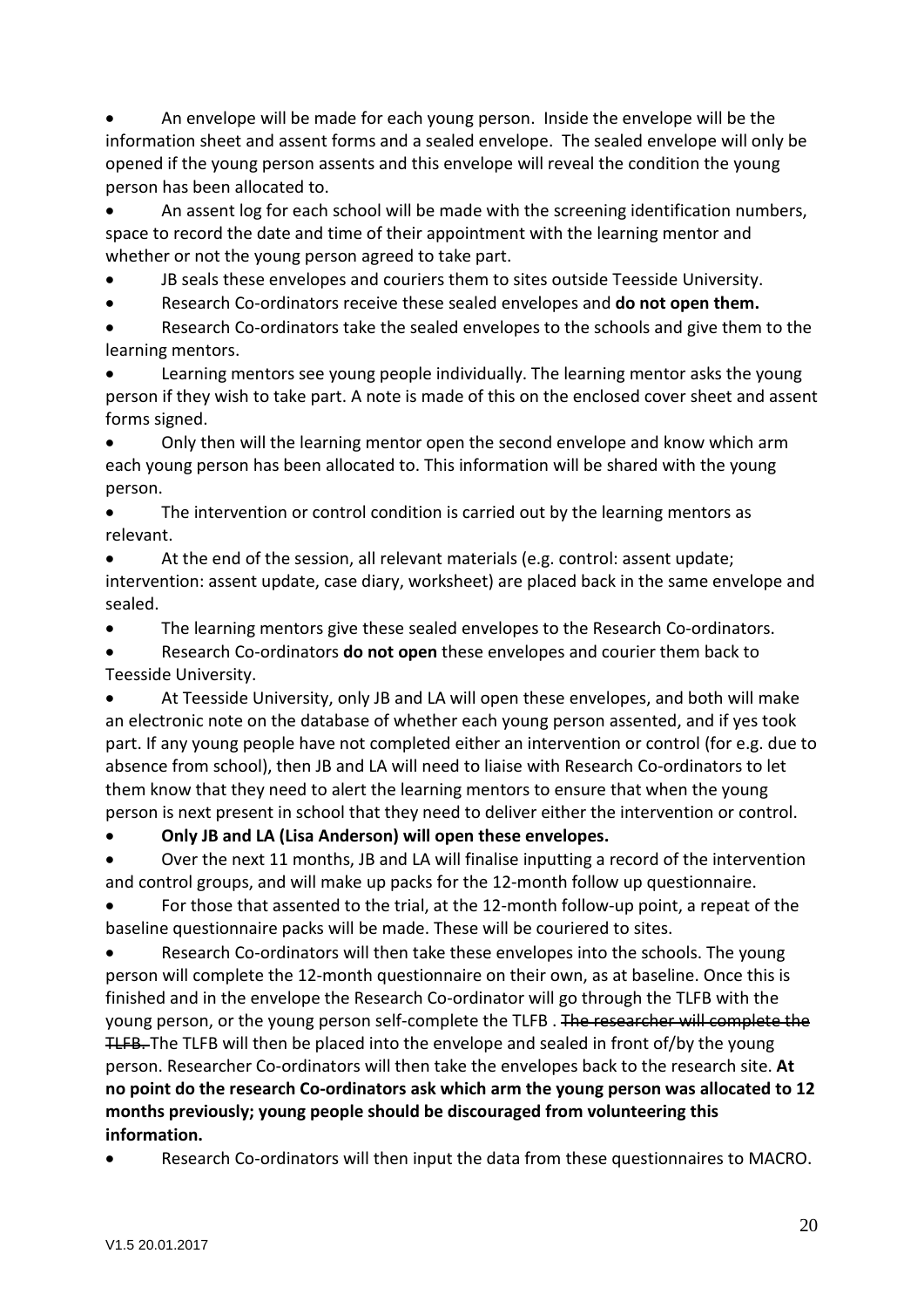- An envelope will be made for each young person. Inside the envelope will be the information sheet and assent forms and a sealed envelope. The sealed envelope will only be opened if the young person assents and this envelope will reveal the condition the young person has been allocated to.
- An assent log for each school will be made with the screening identification numbers, space to record the date and time of their appointment with the learning mentor and whether or not the young person agreed to take part.
- JB seals these envelopes and couriers them to sites outside Teesside University.
- Research Co-ordinators receive these sealed envelopes and **do not open them.**
- Research Co-ordinators take the sealed envelopes to the schools and give them to the learning mentors.
- Learning mentors see young people individually. The learning mentor asks the young person if they wish to take part. A note is made of this on the enclosed cover sheet and assent forms signed.
- Only then will the learning mentor open the second envelope and know which arm each young person has been allocated to. This information will be shared with the young person.
- The intervention or control condition is carried out by the learning mentors as relevant.
- At the end of the session, all relevant materials (e.g. control: assent update; intervention: assent update, case diary, worksheet) are placed back in the same envelope and sealed.
- The learning mentors give these sealed envelopes to the Research Co-ordinators.
- Research Co-ordinators **do not open** these envelopes and courier them back to Teesside University.
- At Teesside University, only JB and LA will open these envelopes, and both will make an electronic note on the database of whether each young person assented, and if yes took part. If any young people have not completed either an intervention or control (for e.g. due to absence from school), then JB and LA will need to liaise with Research Co-ordinators to let them know that they need to alert the learning mentors to ensure that when the young person is next present in school that they need to deliver either the intervention or control.
- **Only JB and LA (Lisa Anderson) will open these envelopes.**
- Over the next 11 months, JB and LA will finalise inputting a record of the intervention and control groups, and will make up packs for the 12-month follow up questionnaire.
- For those that assented to the trial, at the 12-month follow-up point, a repeat of the baseline questionnaire packs will be made. These will be couriered to sites.
- Research Co-ordinators will then take these envelopes into the schools. The young person will complete the 12-month questionnaire on their own, as at baseline. Once this is finished and in the envelope the Research Co-ordinator will go through the TLFB with the young person, or the young person self-complete the TLFB . ~~The researcher will complete the TLFB.~~ The TLFB will then be placed into the envelope and sealed in front of/by the young person. Researcher Co-ordinators will then take the envelopes back to the research site. **At no point do the research Co-ordinators ask which arm the young person was allocated to 12 months previously; young people should be discouraged from volunteering this information.**
- Research Co-ordinators will then input the data from these questionnaires to MACRO.

V1.5 20.01.2017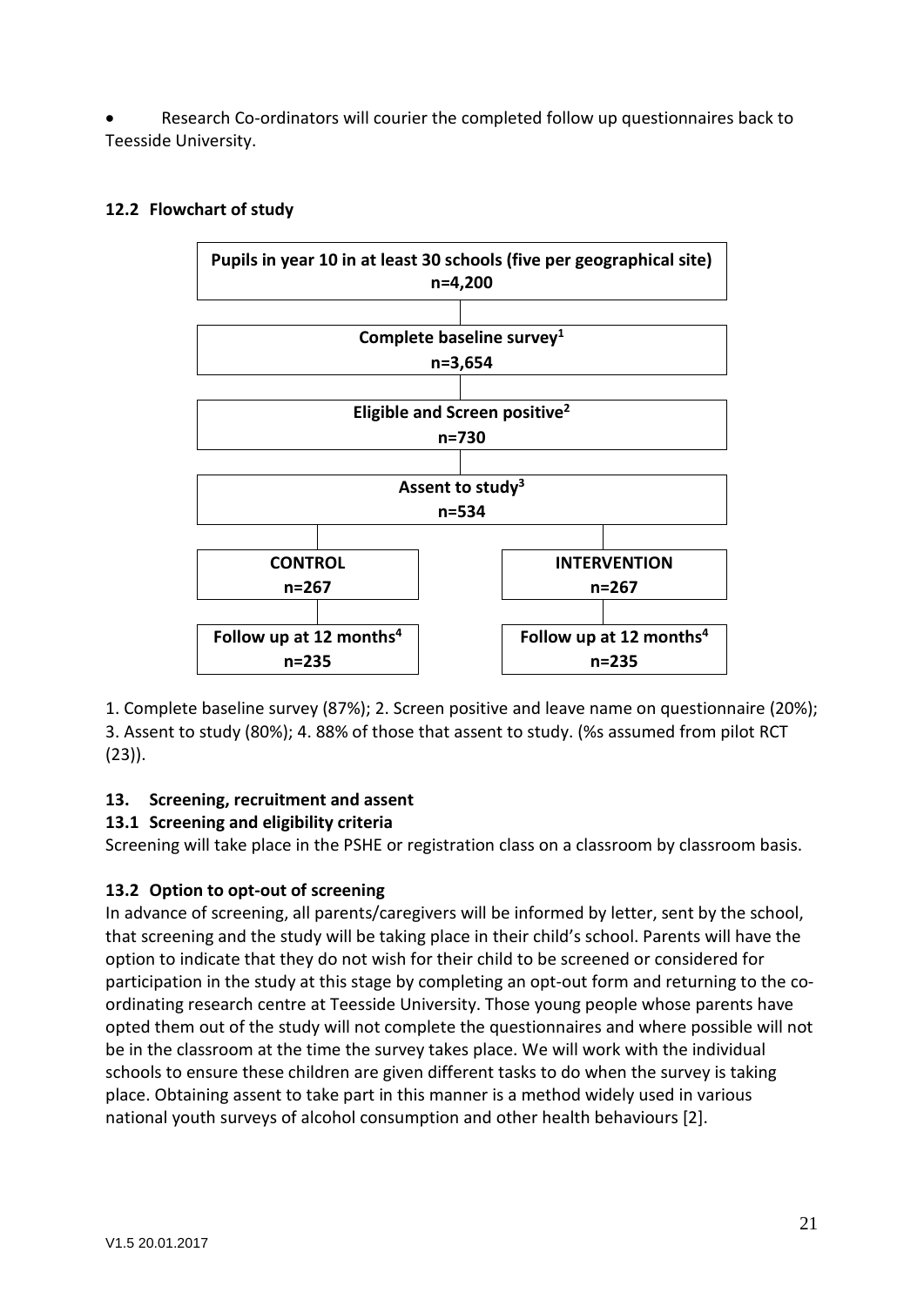- Research Co-ordinators will courier the completed follow up questionnaires back to Teesside University.

### 12.2 Flowchart of study

**Pupils in year 10 in at least 30 schools (five per geographical site)**
**n=4,200**

↓

**Complete baseline survey[1]**
**n=3,654**

↓

**Eligible and Screen positive[2]**
**n=730**

↓

**Assent to study[3]**
**n=534**

↓

| **CONTROL** | **INTERVENTION** |
|---|---|
| **n=267** | **n=267** |
| **Follow up at 12 months[4]** | **Follow up at 12 months[4]** |
| **n=235** | **n=235** |

1. Complete baseline survey (87%); 2. Screen positive and leave name on questionnaire (20%); 3. Assent to study (80%); 4. 88% of those that assent to study. (%s assumed from pilot RCT (23)).

## 13. Screening, recruitment and assent

### 13.1 Screening and eligibility criteria

Screening will take place in the PSHE or registration class on a classroom by classroom basis.

### 13.2 Option to opt-out of screening

In advance of screening, all parents/caregivers will be informed by letter, sent by the school, that screening and the study will be taking place in their child's school. Parents will have the option to indicate that they do not wish for their child to be screened or considered for participation in the study at this stage by completing an opt-out form and returning to the co-ordinating research centre at Teesside University. Those young people whose parents have opted them out of the study will not complete the questionnaires and where possible will not be in the classroom at the time the survey takes place. We will work with the individual schools to ensure these children are given different tasks to do when the survey is taking place. Obtaining assent to take part in this manner is a method widely used in various national youth surveys of alcohol consumption and other health behaviours [2].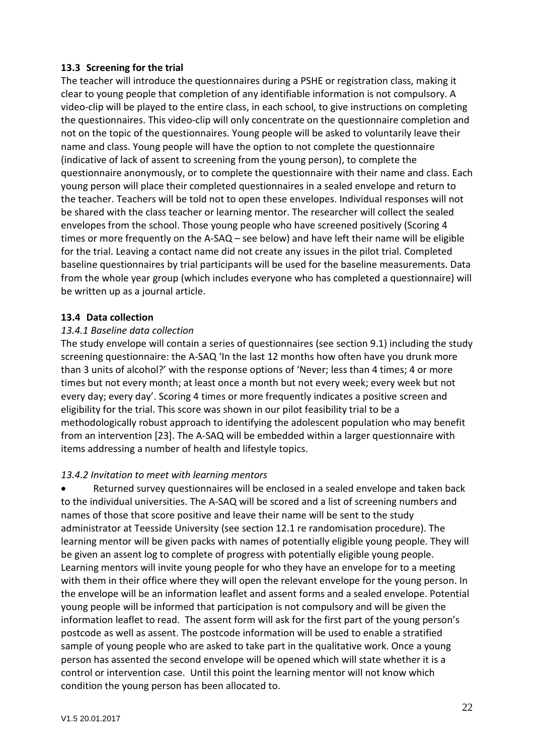### 13.3 Screening for the trial

The teacher will introduce the questionnaires during a PSHE or registration class, making it clear to young people that completion of any identifiable information is not compulsory. A video-clip will be played to the entire class, in each school, to give instructions on completing the questionnaires. This video-clip will only concentrate on the questionnaire completion and not on the topic of the questionnaires. Young people will be asked to voluntarily leave their name and class. Young people will have the option to not complete the questionnaire (indicative of lack of assent to screening from the young person), to complete the questionnaire anonymously, or to complete the questionnaire with their name and class. Each young person will place their completed questionnaires in a sealed envelope and return to the teacher. Teachers will be told not to open these envelopes. Individual responses will not be shared with the class teacher or learning mentor. The researcher will collect the sealed envelopes from the school. Those young people who have screened positively (Scoring 4 times or more frequently on the A-SAQ – see below) and have left their name will be eligible for the trial. Leaving a contact name did not create any issues in the pilot trial. Completed baseline questionnaires by trial participants will be used for the baseline measurements. Data from the whole year group (which includes everyone who has completed a questionnaire) will be written up as a journal article.

### 13.4 Data collection

#### *13.4.1 Baseline data collection*

The study envelope will contain a series of questionnaires (see section 9.1) including the study screening questionnaire: the A-SAQ 'In the last 12 months how often have you drunk more than 3 units of alcohol?' with the response options of 'Never; less than 4 times; 4 or more times but not every month; at least once a month but not every week; every week but not every day; every day'. Scoring 4 times or more frequently indicates a positive screen and eligibility for the trial. This score was shown in our pilot feasibility trial to be a methodologically robust approach to identifying the adolescent population who may benefit from an intervention [23]. The A-SAQ will be embedded within a larger questionnaire with items addressing a number of health and lifestyle topics.

#### *13.4.2 Invitation to meet with learning mentors*

- Returned survey questionnaires will be enclosed in a sealed envelope and taken back to the individual universities. The A-SAQ will be scored and a list of screening numbers and names of those that score positive and leave their name will be sent to the study administrator at Teesside University (see section 12.1 re randomisation procedure). The learning mentor will be given packs with names of potentially eligible young people. They will be given an assent log to complete of progress with potentially eligible young people. Learning mentors will invite young people for who they have an envelope for to a meeting with them in their office where they will open the relevant envelope for the young person. In the envelope will be an information leaflet and assent forms and a sealed envelope. Potential young people will be informed that participation is not compulsory and will be given the information leaflet to read. The assent form will ask for the first part of the young person's postcode as well as assent. The postcode information will be used to enable a stratified sample of young people who are asked to take part in the qualitative work. Once a young person has assented the second envelope will be opened which will state whether it is a control or intervention case. Until this point the learning mentor will not know which condition the young person has been allocated to.

V1.5 20.01.2017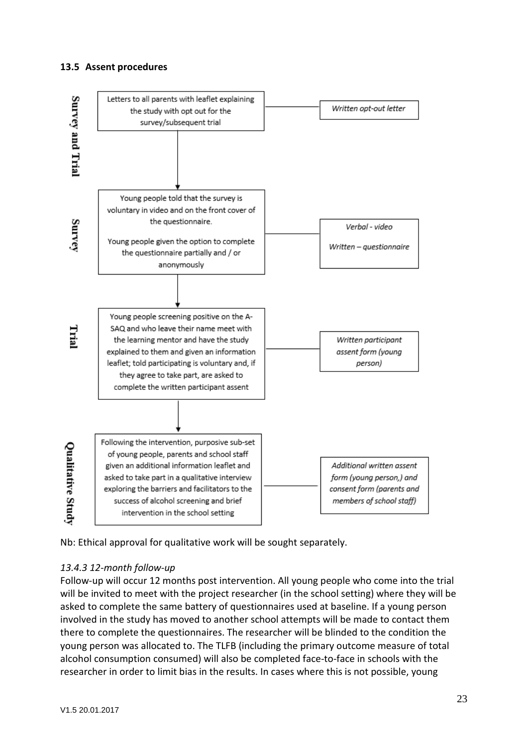### 13.5 Assent procedures

| Stage | Procedure | Form |
|---|---|---|
| Survey and Trial | Letters to all parents with leaflet explaining the study with opt out for the survey/subsequent trial | *Written opt-out letter* |
| Survey | Young people told that the survey is voluntary in video and on the front cover of the questionnaire. Young people given the option to complete the questionnaire partially and / or anonymously | *Verbal - video* *Written – questionnaire* |
| Trial | Young people screening positive on the A-SAQ and who leave their name meet with the learning mentor and have the study explained to them and given an information leaflet; told participating is voluntary and, if they agree to take part, are asked to complete the written participant assent | *Written participant assent form (young person)* |
| Qualitative Study | Following the intervention, purposive sub-set of young people, parents and school staff given an additional information leaflet and asked to take part in a qualitative interview exploring the barriers and facilitators to the success of alcohol screening and brief intervention in the school setting | *Additional written assent form (young person,) and consent form (parents and members of school staff)* |

Nb: Ethical approval for qualitative work will be sought separately.

#### *13.4.3 12-month follow-up*

Follow-up will occur 12 months post intervention. All young people who come into the trial will be invited to meet with the project researcher (in the school setting) where they will be asked to complete the same battery of questionnaires used at baseline. If a young person involved in the study has moved to another school attempts will be made to contact them there to complete the questionnaires. The researcher will be blinded to the condition the young person was allocated to. The TLFB (including the primary outcome measure of total alcohol consumption consumed) will also be completed face-to-face in schools with the researcher in order to limit bias in the results. In cases where this is not possible, young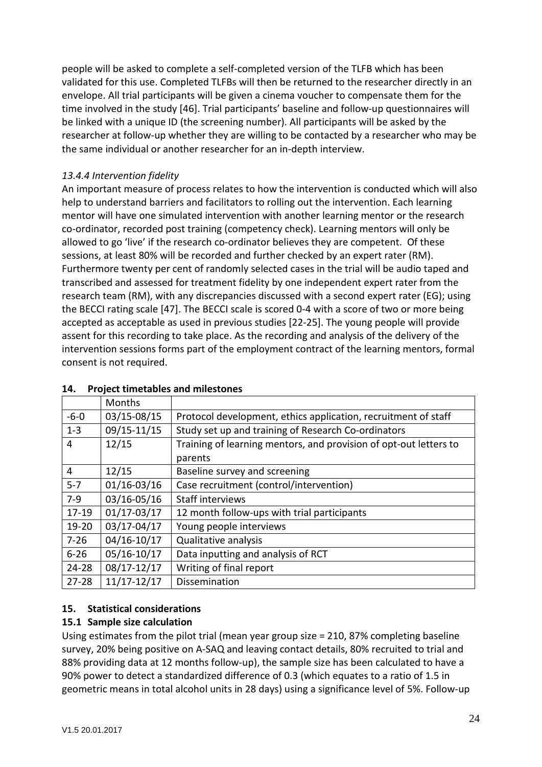people will be asked to complete a self-completed version of the TLFB which has been validated for this use. Completed TLFBs will then be returned to the researcher directly in an envelope. All trial participants will be given a cinema voucher to compensate them for the time involved in the study [46]. Trial participants' baseline and follow-up questionnaires will be linked with a unique ID (the screening number). All participants will be asked by the researcher at follow-up whether they are willing to be contacted by a researcher who may be the same individual or another researcher for an in-depth interview.

### *13.4.4 Intervention fidelity*

An important measure of process relates to how the intervention is conducted which will also help to understand barriers and facilitators to rolling out the intervention. Each learning mentor will have one simulated intervention with another learning mentor or the research co-ordinator, recorded post training (competency check). Learning mentors will only be allowed to go 'live' if the research co-ordinator believes they are competent. Of these sessions, at least 80% will be recorded and further checked by an expert rater (RM). Furthermore twenty per cent of randomly selected cases in the trial will be audio taped and transcribed and assessed for treatment fidelity by one independent expert rater from the research team (RM), with any discrepancies discussed with a second expert rater (EG); using the BECCI rating scale [47]. The BECCI scale is scored 0-4 with a score of two or more being accepted as acceptable as used in previous studies [22-25]. The young people will provide assent for this recording to take place. As the recording and analysis of the delivery of the intervention sessions forms part of the employment contract of the learning mentors, formal consent is not required.

## 14. Project timetables and milestones

| | Months | |
|---|---|---|
| -6-0 | 03/15-08/15 | Protocol development, ethics application, recruitment of staff |
| 1-3 | 09/15-11/15 | Study set up and training of Research Co-ordinators |
| 4 | 12/15 | Training of learning mentors, and provision of opt-out letters to parents |
| 4 | 12/15 | Baseline survey and screening |
| 5-7 | 01/16-03/16 | Case recruitment (control/intervention) |
| 7-9 | 03/16-05/16 | Staff interviews |
| 17-19 | 01/17-03/17 | 12 month follow-ups with trial participants |
| 19-20 | 03/17-04/17 | Young people interviews |
| 7-26 | 04/16-10/17 | Qualitative analysis |
| 6-26 | 05/16-10/17 | Data inputting and analysis of RCT |
| 24-28 | 08/17-12/17 | Writing of final report |
| 27-28 | 11/17-12/17 | Dissemination |

## 15. Statistical considerations

### 15.1 Sample size calculation

Using estimates from the pilot trial (mean year group size = 210, 87% completing baseline survey, 20% being positive on A-SAQ and leaving contact details, 80% recruited to trial and 88% providing data at 12 months follow-up), the sample size has been calculated to have a 90% power to detect a standardized difference of 0.3 (which equates to a ratio of 1.5 in geometric means in total alcohol units in 28 days) using a significance level of 5%. Follow-up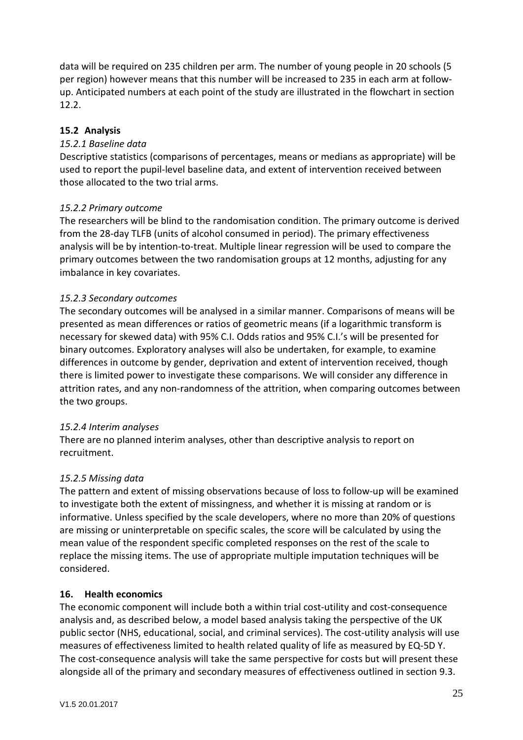data will be required on 235 children per arm. The number of young people in 20 schools (5 per region) however means that this number will be increased to 235 in each arm at follow-up. Anticipated numbers at each point of the study are illustrated in the flowchart in section 12.2.

### 15.2 Analysis

*15.2.1 Baseline data*

Descriptive statistics (comparisons of percentages, means or medians as appropriate) will be used to report the pupil-level baseline data, and extent of intervention received between those allocated to the two trial arms.

*15.2.2 Primary outcome*

The researchers will be blind to the randomisation condition. The primary outcome is derived from the 28-day TLFB (units of alcohol consumed in period). The primary effectiveness analysis will be by intention-to-treat. Multiple linear regression will be used to compare the primary outcomes between the two randomisation groups at 12 months, adjusting for any imbalance in key covariates.

*15.2.3 Secondary outcomes*

The secondary outcomes will be analysed in a similar manner. Comparisons of means will be presented as mean differences or ratios of geometric means (if a logarithmic transform is necessary for skewed data) with 95% C.I. Odds ratios and 95% C.I.'s will be presented for binary outcomes. Exploratory analyses will also be undertaken, for example, to examine differences in outcome by gender, deprivation and extent of intervention received, though there is limited power to investigate these comparisons. We will consider any difference in attrition rates, and any non-randomness of the attrition, when comparing outcomes between the two groups.

*15.2.4 Interim analyses*

There are no planned interim analyses, other than descriptive analysis to report on recruitment.

*15.2.5 Missing data*

The pattern and extent of missing observations because of loss to follow-up will be examined to investigate both the extent of missingness, and whether it is missing at random or is informative. Unless specified by the scale developers, where no more than 20% of questions are missing or uninterpretable on specific scales, the score will be calculated by using the mean value of the respondent specific completed responses on the rest of the scale to replace the missing items. The use of appropriate multiple imputation techniques will be considered.

## 16. Health economics

The economic component will include both a within trial cost-utility and cost-consequence analysis and, as described below, a model based analysis taking the perspective of the UK public sector (NHS, educational, social, and criminal services). The cost-utility analysis will use measures of effectiveness limited to health related quality of life as measured by EQ-5D Y. The cost-consequence analysis will take the same perspective for costs but will present these alongside all of the primary and secondary measures of effectiveness outlined in section 9.3.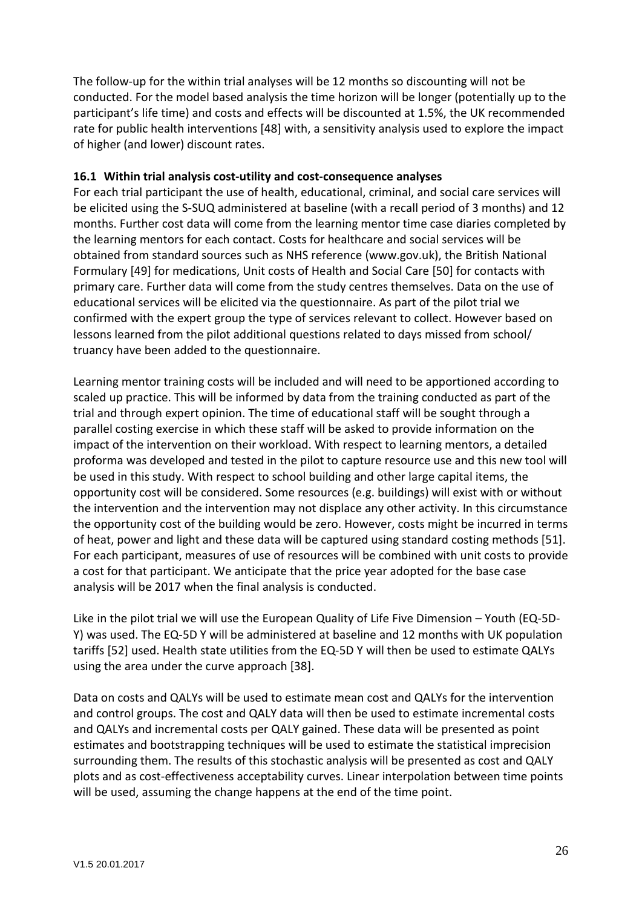The follow-up for the within trial analyses will be 12 months so discounting will not be conducted. For the model based analysis the time horizon will be longer (potentially up to the participant's life time) and costs and effects will be discounted at 1.5%, the UK recommended rate for public health interventions [48] with, a sensitivity analysis used to explore the impact of higher (and lower) discount rates.

### 16.1 Within trial analysis cost-utility and cost-consequence analyses

For each trial participant the use of health, educational, criminal, and social care services will be elicited using the S-SUQ administered at baseline (with a recall period of 3 months) and 12 months. Further cost data will come from the learning mentor time case diaries completed by the learning mentors for each contact. Costs for healthcare and social services will be obtained from standard sources such as NHS reference (www.gov.uk), the British National Formulary [49] for medications, Unit costs of Health and Social Care [50] for contacts with primary care. Further data will come from the study centres themselves. Data on the use of educational services will be elicited via the questionnaire. As part of the pilot trial we confirmed with the expert group the type of services relevant to collect. However based on lessons learned from the pilot additional questions related to days missed from school/ truancy have been added to the questionnaire.

Learning mentor training costs will be included and will need to be apportioned according to scaled up practice. This will be informed by data from the training conducted as part of the trial and through expert opinion. The time of educational staff will be sought through a parallel costing exercise in which these staff will be asked to provide information on the impact of the intervention on their workload. With respect to learning mentors, a detailed proforma was developed and tested in the pilot to capture resource use and this new tool will be used in this study. With respect to school building and other large capital items, the opportunity cost will be considered. Some resources (e.g. buildings) will exist with or without the intervention and the intervention may not displace any other activity. In this circumstance the opportunity cost of the building would be zero. However, costs might be incurred in terms of heat, power and light and these data will be captured using standard costing methods [51]. For each participant, measures of use of resources will be combined with unit costs to provide a cost for that participant. We anticipate that the price year adopted for the base case analysis will be 2017 when the final analysis is conducted.

Like in the pilot trial we will use the European Quality of Life Five Dimension – Youth (EQ-5D-Y) was used. The EQ-5D Y will be administered at baseline and 12 months with UK population tariffs [52] used. Health state utilities from the EQ-5D Y will then be used to estimate QALYs using the area under the curve approach [38].

Data on costs and QALYs will be used to estimate mean cost and QALYs for the intervention and control groups. The cost and QALY data will then be used to estimate incremental costs and QALYs and incremental costs per QALY gained. These data will be presented as point estimates and bootstrapping techniques will be used to estimate the statistical imprecision surrounding them. The results of this stochastic analysis will be presented as cost and QALY plots and as cost-effectiveness acceptability curves. Linear interpolation between time points will be used, assuming the change happens at the end of the time point.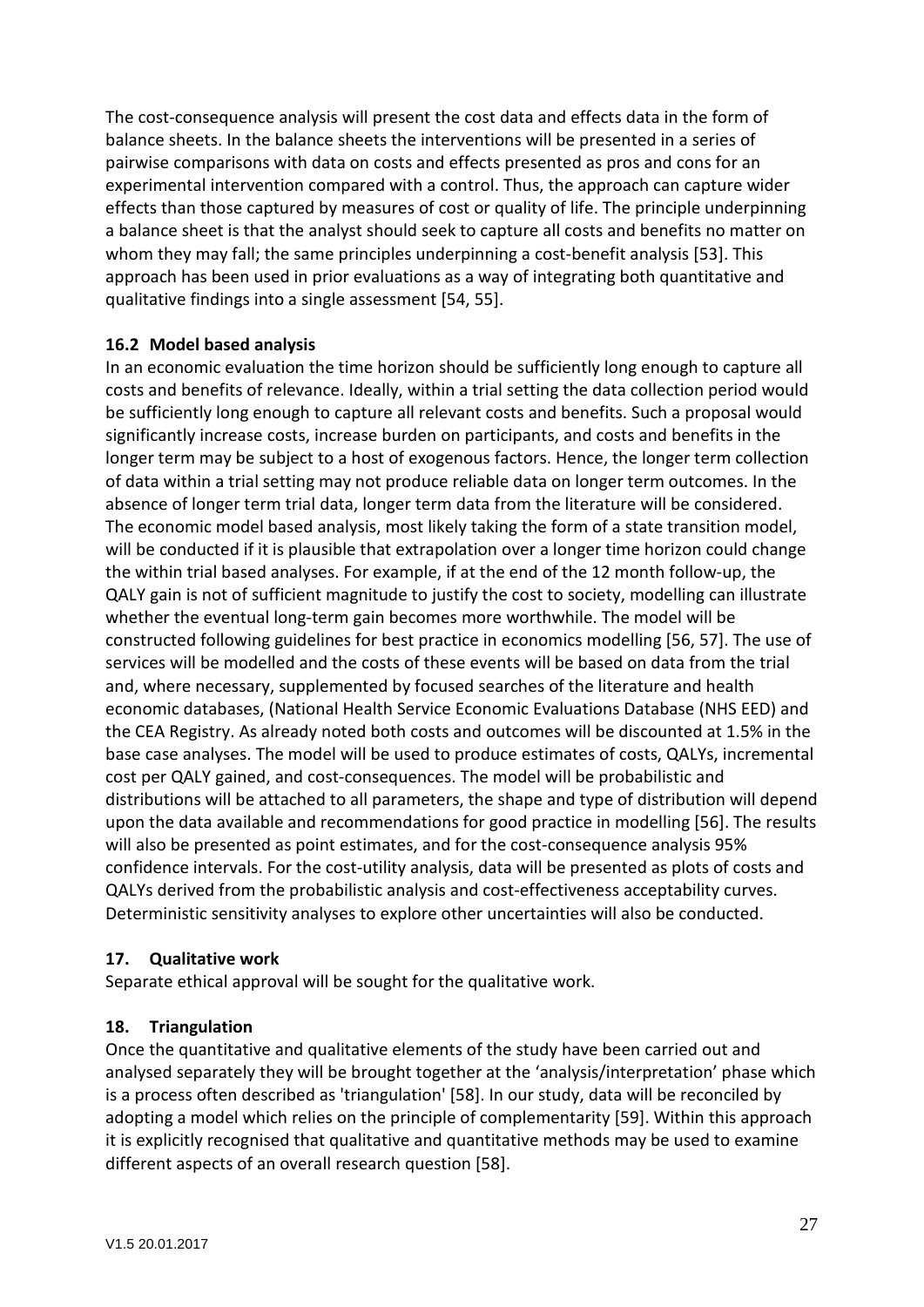The cost-consequence analysis will present the cost data and effects data in the form of balance sheets. In the balance sheets the interventions will be presented in a series of pairwise comparisons with data on costs and effects presented as pros and cons for an experimental intervention compared with a control. Thus, the approach can capture wider effects than those captured by measures of cost or quality of life. The principle underpinning a balance sheet is that the analyst should seek to capture all costs and benefits no matter on whom they may fall; the same principles underpinning a cost-benefit analysis [53]. This approach has been used in prior evaluations as a way of integrating both quantitative and qualitative findings into a single assessment [54, 55].

### 16.2 Model based analysis

In an economic evaluation the time horizon should be sufficiently long enough to capture all costs and benefits of relevance. Ideally, within a trial setting the data collection period would be sufficiently long enough to capture all relevant costs and benefits. Such a proposal would significantly increase costs, increase burden on participants, and costs and benefits in the longer term may be subject to a host of exogenous factors. Hence, the longer term collection of data within a trial setting may not produce reliable data on longer term outcomes. In the absence of longer term trial data, longer term data from the literature will be considered. The economic model based analysis, most likely taking the form of a state transition model, will be conducted if it is plausible that extrapolation over a longer time horizon could change the within trial based analyses. For example, if at the end of the 12 month follow-up, the QALY gain is not of sufficient magnitude to justify the cost to society, modelling can illustrate whether the eventual long-term gain becomes more worthwhile. The model will be constructed following guidelines for best practice in economics modelling [56, 57]. The use of services will be modelled and the costs of these events will be based on data from the trial and, where necessary, supplemented by focused searches of the literature and health economic databases, (National Health Service Economic Evaluations Database (NHS EED) and the CEA Registry. As already noted both costs and outcomes will be discounted at 1.5% in the base case analyses. The model will be used to produce estimates of costs, QALYs, incremental cost per QALY gained, and cost-consequences. The model will be probabilistic and distributions will be attached to all parameters, the shape and type of distribution will depend upon the data available and recommendations for good practice in modelling [56]. The results will also be presented as point estimates, and for the cost-consequence analysis 95% confidence intervals. For the cost-utility analysis, data will be presented as plots of costs and QALYs derived from the probabilistic analysis and cost-effectiveness acceptability curves. Deterministic sensitivity analyses to explore other uncertainties will also be conducted.

## 17. Qualitative work

Separate ethical approval will be sought for the qualitative work.

## 18. Triangulation

Once the quantitative and qualitative elements of the study have been carried out and analysed separately they will be brought together at the 'analysis/interpretation' phase which is a process often described as 'triangulation' [58]. In our study, data will be reconciled by adopting a model which relies on the principle of complementarity [59]. Within this approach it is explicitly recognised that qualitative and quantitative methods may be used to examine different aspects of an overall research question [58].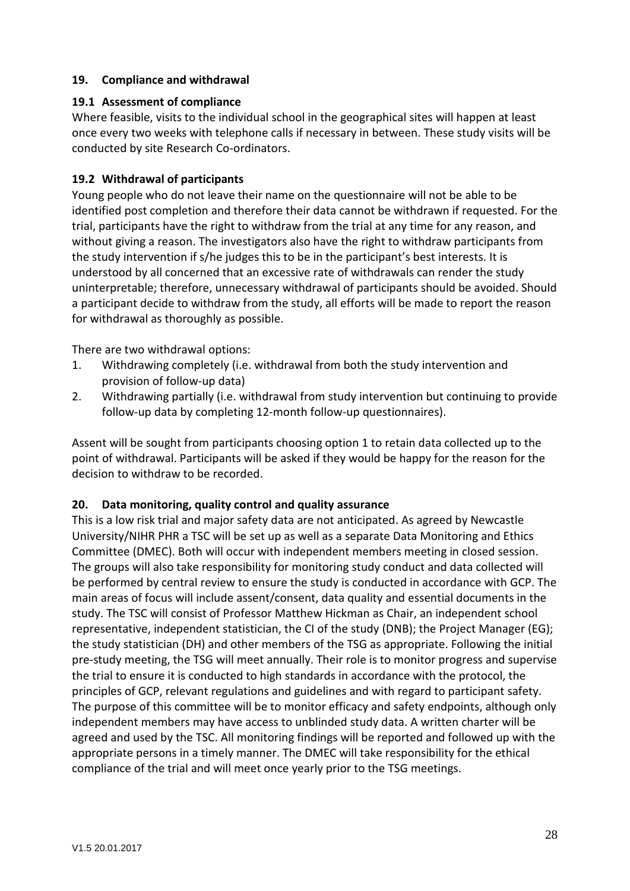## 19. Compliance and withdrawal

### 19.1 Assessment of compliance

Where feasible, visits to the individual school in the geographical sites will happen at least once every two weeks with telephone calls if necessary in between. These study visits will be conducted by site Research Co-ordinators.

### 19.2 Withdrawal of participants

Young people who do not leave their name on the questionnaire will not be able to be identified post completion and therefore their data cannot be withdrawn if requested. For the trial, participants have the right to withdraw from the trial at any time for any reason, and without giving a reason. The investigators also have the right to withdraw participants from the study intervention if s/he judges this to be in the participant's best interests. It is understood by all concerned that an excessive rate of withdrawals can render the study uninterpretable; therefore, unnecessary withdrawal of participants should be avoided. Should a participant decide to withdraw from the study, all efforts will be made to report the reason for withdrawal as thoroughly as possible.

There are two withdrawal options:

1. Withdrawing completely (i.e. withdrawal from both the study intervention and provision of follow-up data)
2. Withdrawing partially (i.e. withdrawal from study intervention but continuing to provide follow-up data by completing 12-month follow-up questionnaires).

Assent will be sought from participants choosing option 1 to retain data collected up to the point of withdrawal. Participants will be asked if they would be happy for the reason for the decision to withdraw to be recorded.

## 20. Data monitoring, quality control and quality assurance

This is a low risk trial and major safety data are not anticipated. As agreed by Newcastle University/NIHR PHR a TSC will be set up as well as a separate Data Monitoring and Ethics Committee (DMEC). Both will occur with independent members meeting in closed session. The groups will also take responsibility for monitoring study conduct and data collected will be performed by central review to ensure the study is conducted in accordance with GCP. The main areas of focus will include assent/consent, data quality and essential documents in the study. The TSC will consist of Professor Matthew Hickman as Chair, an independent school representative, independent statistician, the CI of the study (DNB); the Project Manager (EG); the study statistician (DH) and other members of the TSG as appropriate. Following the initial pre-study meeting, the TSG will meet annually. Their role is to monitor progress and supervise the trial to ensure it is conducted to high standards in accordance with the protocol, the principles of GCP, relevant regulations and guidelines and with regard to participant safety. The purpose of this committee will be to monitor efficacy and safety endpoints, although only independent members may have access to unblinded study data. A written charter will be agreed and used by the TSC. All monitoring findings will be reported and followed up with the appropriate persons in a timely manner. The DMEC will take responsibility for the ethical compliance of the trial and will meet once yearly prior to the TSG meetings.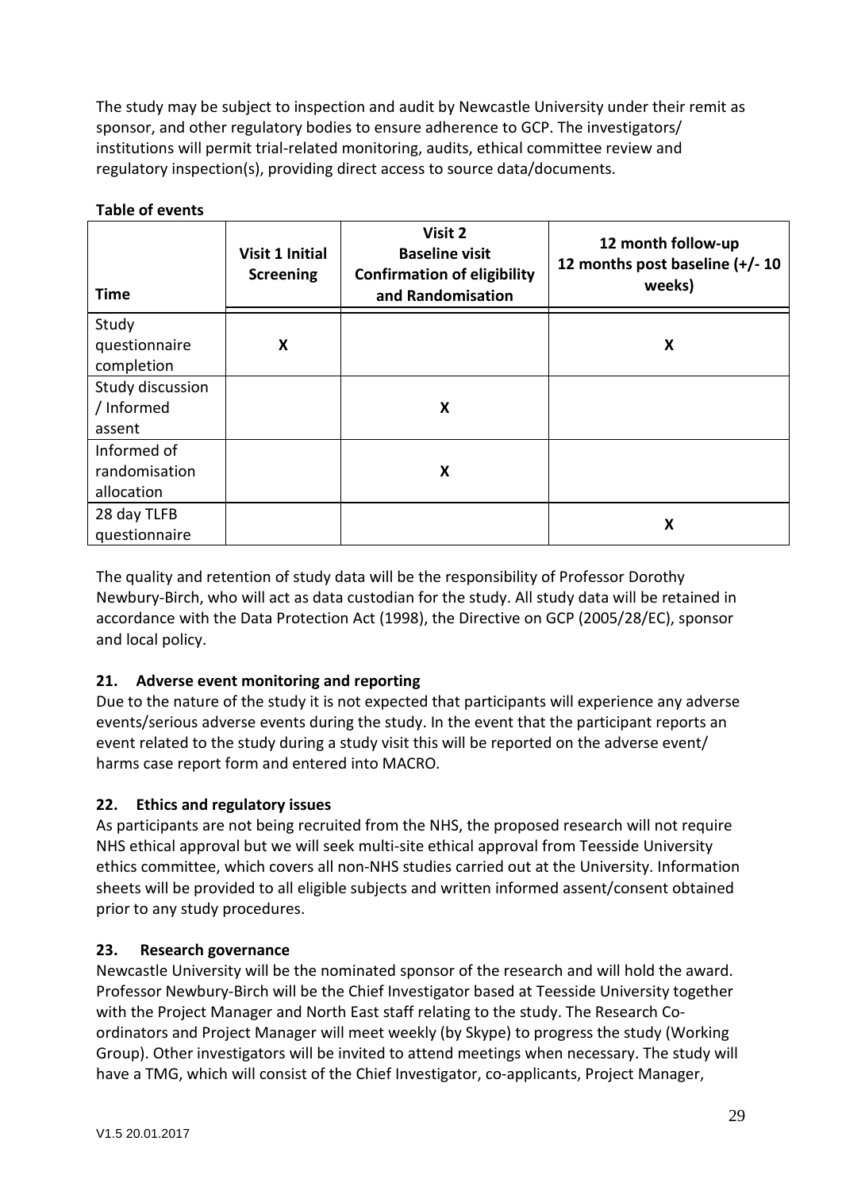The study may be subject to inspection and audit by Newcastle University under their remit as sponsor, and other regulatory bodies to ensure adherence to GCP. The investigators/ institutions will permit trial-related monitoring, audits, ethical committee review and regulatory inspection(s), providing direct access to source data/documents.

**Table of events**

| Time | Visit 1 Initial Screening | Visit 2 Baseline visit Confirmation of eligibility and Randomisation | 12 month follow-up 12 months post baseline (+/- 10 weeks) |
|---|---|---|---|
| Study questionnaire completion | X | | X |
| Study discussion / Informed assent | | X | |
| Informed of randomisation allocation | | X | |
| 28 day TLFB questionnaire | | | X |

The quality and retention of study data will be the responsibility of Professor Dorothy Newbury-Birch, who will act as data custodian for the study. All study data will be retained in accordance with the Data Protection Act (1998), the Directive on GCP (2005/28/EC), sponsor and local policy.

### 21. Adverse event monitoring and reporting

Due to the nature of the study it is not expected that participants will experience any adverse events/serious adverse events during the study. In the event that the participant reports an event related to the study during a study visit this will be reported on the adverse event/ harms case report form and entered into MACRO.

### 22. Ethics and regulatory issues

As participants are not being recruited from the NHS, the proposed research will not require NHS ethical approval but we will seek multi-site ethical approval from Teesside University ethics committee, which covers all non-NHS studies carried out at the University. Information sheets will be provided to all eligible subjects and written informed assent/consent obtained prior to any study procedures.

### 23. Research governance

Newcastle University will be the nominated sponsor of the research and will hold the award. Professor Newbury-Birch will be the Chief Investigator based at Teesside University together with the Project Manager and North East staff relating to the study. The Research Co-ordinators and Project Manager will meet weekly (by Skype) to progress the study (Working Group). Other investigators will be invited to attend meetings when necessary. The study will have a TMG, which will consist of the Chief Investigator, co-applicants, Project Manager,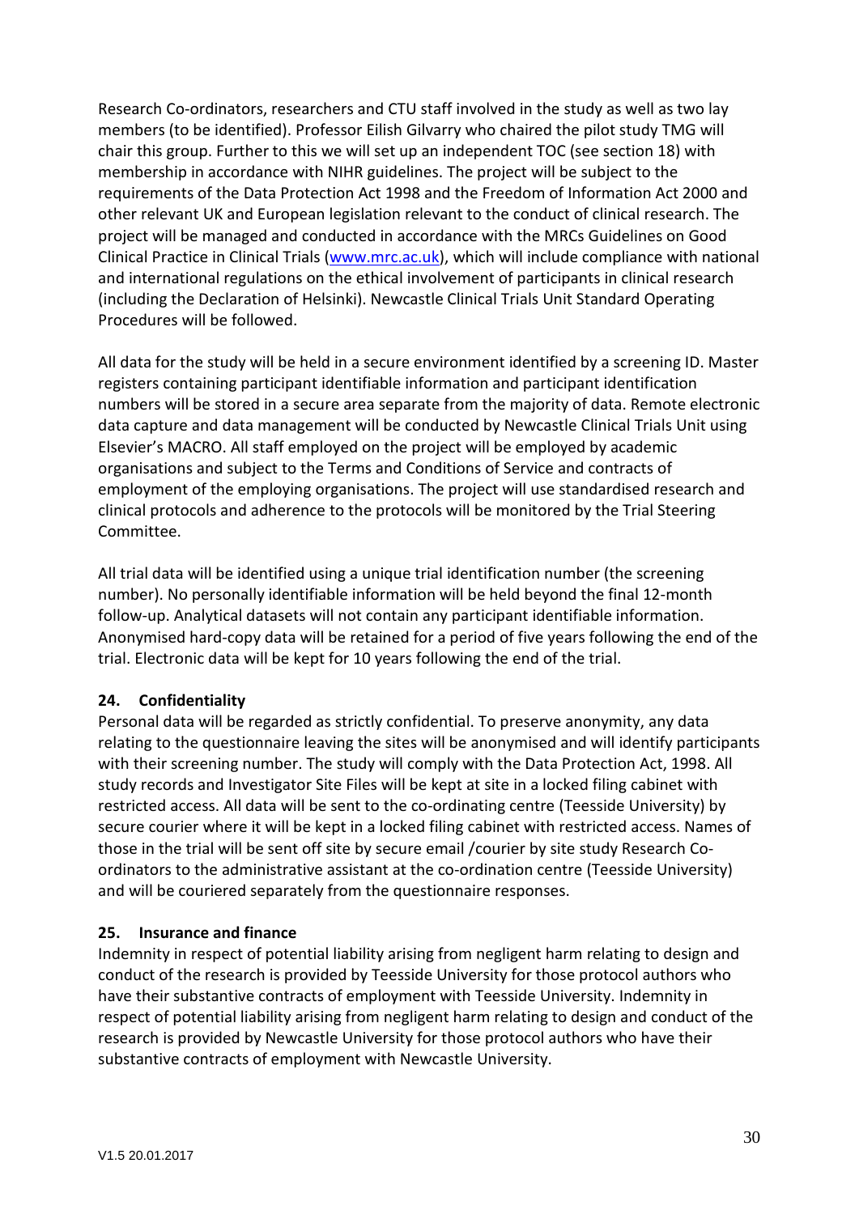Research Co-ordinators, researchers and CTU staff involved in the study as well as two lay members (to be identified). Professor Eilish Gilvarry who chaired the pilot study TMG will chair this group. Further to this we will set up an independent TOC (see section 18) with membership in accordance with NIHR guidelines. The project will be subject to the requirements of the Data Protection Act 1998 and the Freedom of Information Act 2000 and other relevant UK and European legislation relevant to the conduct of clinical research. The project will be managed and conducted in accordance with the MRCs Guidelines on Good Clinical Practice in Clinical Trials (www.mrc.ac.uk), which will include compliance with national and international regulations on the ethical involvement of participants in clinical research (including the Declaration of Helsinki). Newcastle Clinical Trials Unit Standard Operating Procedures will be followed.

All data for the study will be held in a secure environment identified by a screening ID. Master registers containing participant identifiable information and participant identification numbers will be stored in a secure area separate from the majority of data. Remote electronic data capture and data management will be conducted by Newcastle Clinical Trials Unit using Elsevier's MACRO. All staff employed on the project will be employed by academic organisations and subject to the Terms and Conditions of Service and contracts of employment of the employing organisations. The project will use standardised research and clinical protocols and adherence to the protocols will be monitored by the Trial Steering Committee.

All trial data will be identified using a unique trial identification number (the screening number). No personally identifiable information will be held beyond the final 12-month follow-up. Analytical datasets will not contain any participant identifiable information. Anonymised hard-copy data will be retained for a period of five years following the end of the trial. Electronic data will be kept for 10 years following the end of the trial.

## 24. Confidentiality

Personal data will be regarded as strictly confidential. To preserve anonymity, any data relating to the questionnaire leaving the sites will be anonymised and will identify participants with their screening number. The study will comply with the Data Protection Act, 1998. All study records and Investigator Site Files will be kept at site in a locked filing cabinet with restricted access. All data will be sent to the co-ordinating centre (Teesside University) by secure courier where it will be kept in a locked filing cabinet with restricted access. Names of those in the trial will be sent off site by secure email /courier by site study Research Co-ordinators to the administrative assistant at the co-ordination centre (Teesside University) and will be couriered separately from the questionnaire responses.

## 25. Insurance and finance

Indemnity in respect of potential liability arising from negligent harm relating to design and conduct of the research is provided by Teesside University for those protocol authors who have their substantive contracts of employment with Teesside University. Indemnity in respect of potential liability arising from negligent harm relating to design and conduct of the research is provided by Newcastle University for those protocol authors who have their substantive contracts of employment with Newcastle University.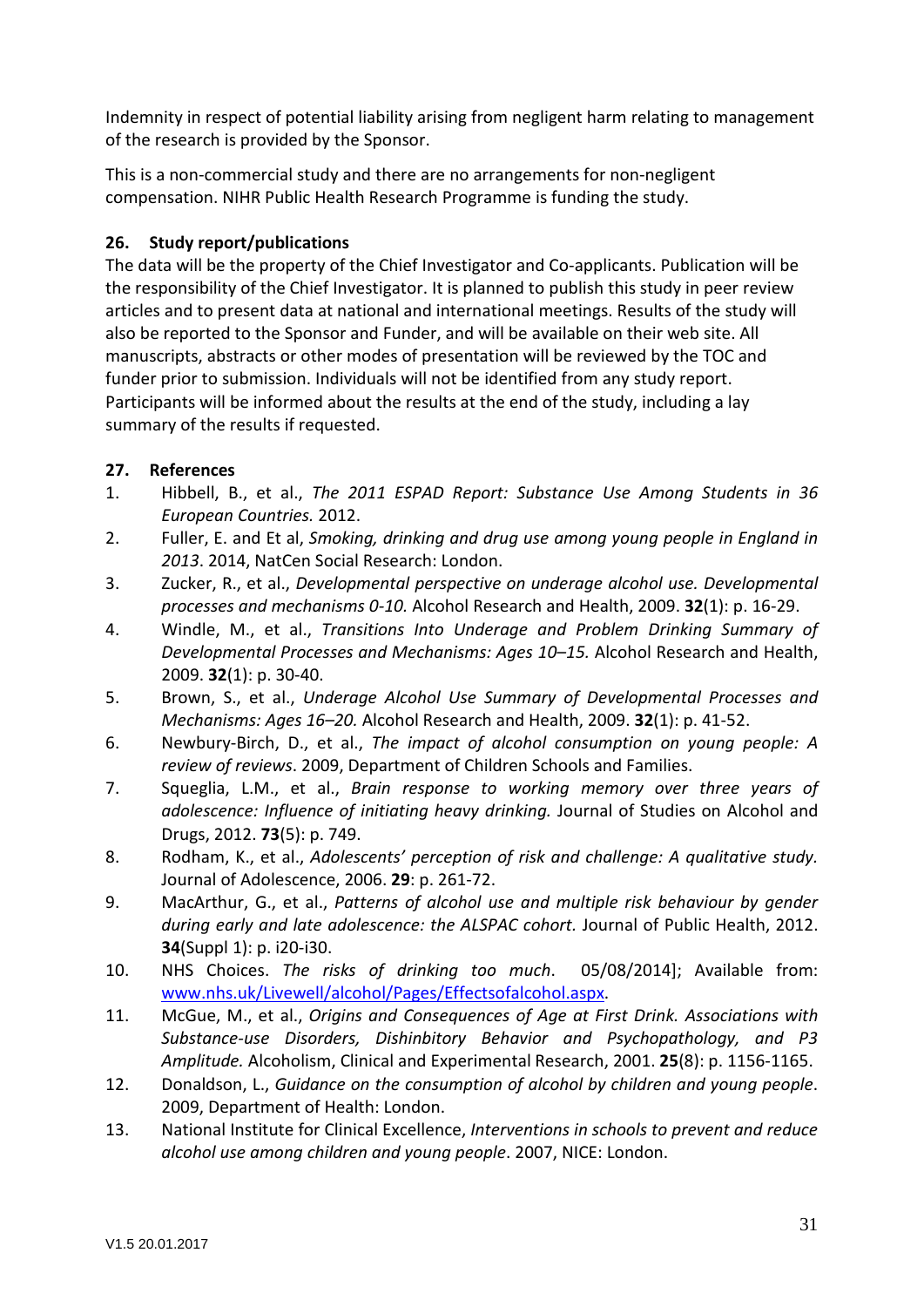Indemnity in respect of potential liability arising from negligent harm relating to management of the research is provided by the Sponsor.

This is a non-commercial study and there are no arrangements for non-negligent compensation. NIHR Public Health Research Programme is funding the study.

## 26. Study report/publications

The data will be the property of the Chief Investigator and Co-applicants. Publication will be the responsibility of the Chief Investigator. It is planned to publish this study in peer review articles and to present data at national and international meetings. Results of the study will also be reported to the Sponsor and Funder, and will be available on their web site. All manuscripts, abstracts or other modes of presentation will be reviewed by the TOC and funder prior to submission. Individuals will not be identified from any study report. Participants will be informed about the results at the end of the study, including a lay summary of the results if requested.

## 27. References

1. Hibbell, B., et al., *The 2011 ESPAD Report: Substance Use Among Students in 36 European Countries.* 2012.
2. Fuller, E. and Et al, *Smoking, drinking and drug use among young people in England in 2013*. 2014, NatCen Social Research: London.
3. Zucker, R., et al., *Developmental perspective on underage alcohol use. Developmental processes and mechanisms 0-10.* Alcohol Research and Health, 2009. **32**(1): p. 16-29.
4. Windle, M., et al., *Transitions Into Underage and Problem Drinking Summary of Developmental Processes and Mechanisms: Ages 10–15.* Alcohol Research and Health, 2009. **32**(1): p. 30-40.
5. Brown, S., et al., *Underage Alcohol Use Summary of Developmental Processes and Mechanisms: Ages 16–20.* Alcohol Research and Health, 2009. **32**(1): p. 41-52.
6. Newbury-Birch, D., et al., *The impact of alcohol consumption on young people: A review of reviews*. 2009, Department of Children Schools and Families.
7. Squeglia, L.M., et al., *Brain response to working memory over three years of adolescence: Influence of initiating heavy drinking.* Journal of Studies on Alcohol and Drugs, 2012. **73**(5): p. 749.
8. Rodham, K., et al., *Adolescents' perception of risk and challenge: A qualitative study.* Journal of Adolescence, 2006. **29**: p. 261-72.
9. MacArthur, G., et al., *Patterns of alcohol use and multiple risk behaviour by gender during early and late adolescence: the ALSPAC cohort.* Journal of Public Health, 2012. **34**(Suppl 1): p. i20-i30.
10. NHS Choices. *The risks of drinking too much*. 05/08/2014]; Available from: www.nhs.uk/Livewell/alcohol/Pages/Effectsofalcohol.aspx.
11. McGue, M., et al., *Origins and Consequences of Age at First Drink. Associations with Substance-use Disorders, Dishinbitory Behavior and Psychopathology, and P3 Amplitude.* Alcoholism, Clinical and Experimental Research, 2001. **25**(8): p. 1156-1165.
12. Donaldson, L., *Guidance on the consumption of alcohol by children and young people*. 2009, Department of Health: London.
13. National Institute for Clinical Excellence, *Interventions in schools to prevent and reduce alcohol use among children and young people*. 2007, NICE: London.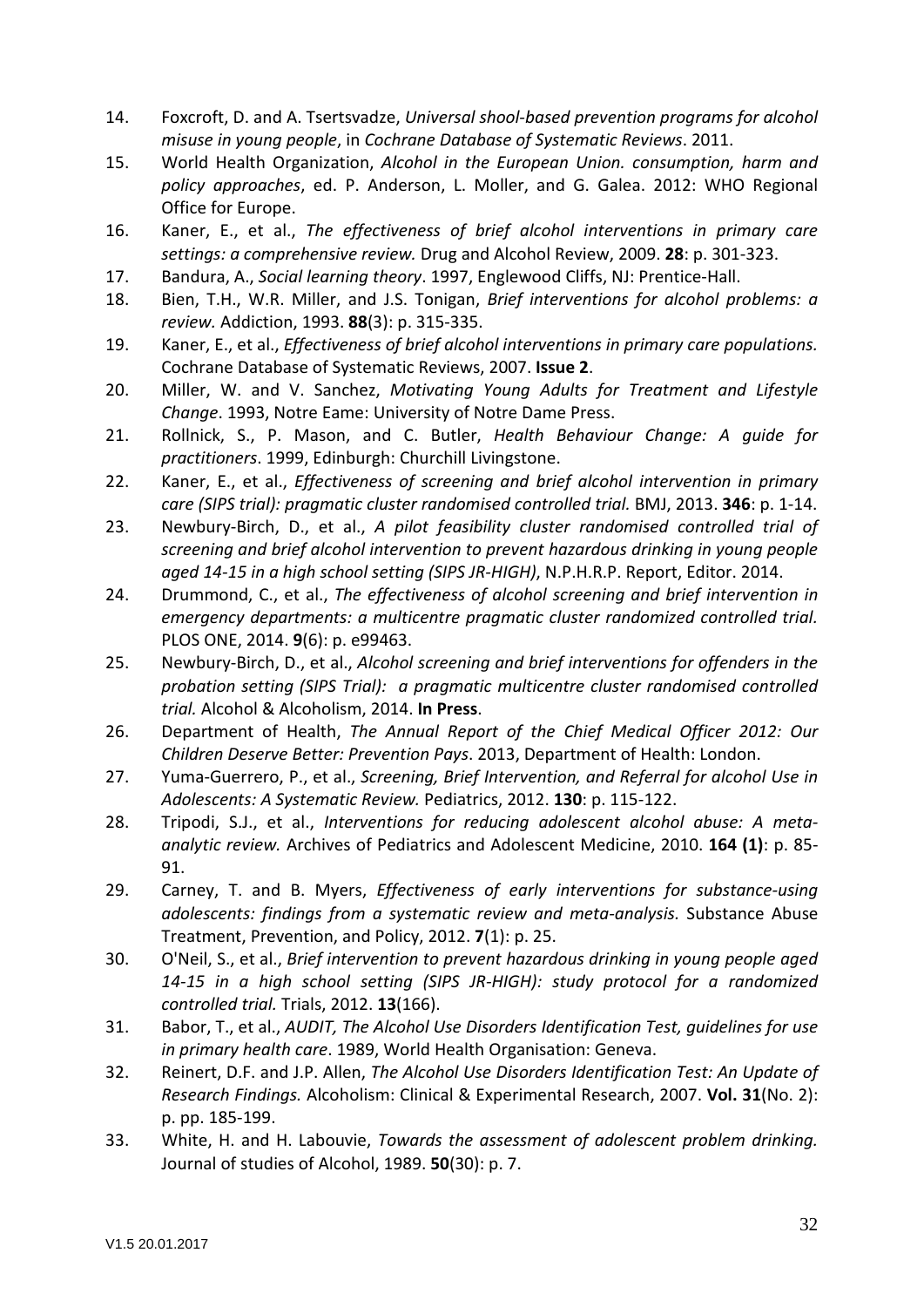14. Foxcroft, D. and A. Tsertsvadze, *Universal shool-based prevention programs for alcohol misuse in young people*, in *Cochrane Database of Systematic Reviews*. 2011.
15. World Health Organization, *Alcohol in the European Union. consumption, harm and policy approaches*, ed. P. Anderson, L. Moller, and G. Galea. 2012: WHO Regional Office for Europe.
16. Kaner, E., et al., *The effectiveness of brief alcohol interventions in primary care settings: a comprehensive review.* Drug and Alcohol Review, 2009. **28**: p. 301-323.
17. Bandura, A., *Social learning theory*. 1997, Englewood Cliffs, NJ: Prentice-Hall.
18. Bien, T.H., W.R. Miller, and J.S. Tonigan, *Brief interventions for alcohol problems: a review.* Addiction, 1993. **88**(3): p. 315-335.
19. Kaner, E., et al., *Effectiveness of brief alcohol interventions in primary care populations.* Cochrane Database of Systematic Reviews, 2007. **Issue 2**.
20. Miller, W. and V. Sanchez, *Motivating Young Adults for Treatment and Lifestyle Change*. 1993, Notre Eame: University of Notre Dame Press.
21. Rollnick, S., P. Mason, and C. Butler, *Health Behaviour Change: A guide for practitioners*. 1999, Edinburgh: Churchill Livingstone.
22. Kaner, E., et al., *Effectiveness of screening and brief alcohol intervention in primary care (SIPS trial): pragmatic cluster randomised controlled trial.* BMJ, 2013. **346**: p. 1-14.
23. Newbury-Birch, D., et al., *A pilot feasibility cluster randomised controlled trial of screening and brief alcohol intervention to prevent hazardous drinking in young people aged 14-15 in a high school setting (SIPS JR-HIGH)*, N.P.H.R.P. Report, Editor. 2014.
24. Drummond, C., et al., *The effectiveness of alcohol screening and brief intervention in emergency departments: a multicentre pragmatic cluster randomized controlled trial.* PLOS ONE, 2014. **9**(6): p. e99463.
25. Newbury-Birch, D., et al., *Alcohol screening and brief interventions for offenders in the probation setting (SIPS Trial): a pragmatic multicentre cluster randomised controlled trial.* Alcohol & Alcoholism, 2014. **In Press**.
26. Department of Health, *The Annual Report of the Chief Medical Officer 2012: Our Children Deserve Better: Prevention Pays*. 2013, Department of Health: London.
27. Yuma-Guerrero, P., et al., *Screening, Brief Intervention, and Referral for alcohol Use in Adolescents: A Systematic Review.* Pediatrics, 2012. **130**: p. 115-122.
28. Tripodi, S.J., et al., *Interventions for reducing adolescent alcohol abuse: A meta-analytic review.* Archives of Pediatrics and Adolescent Medicine, 2010. **164 (1)**: p. 85-91.
29. Carney, T. and B. Myers, *Effectiveness of early interventions for substance-using adolescents: findings from a systematic review and meta-analysis.* Substance Abuse Treatment, Prevention, and Policy, 2012. **7**(1): p. 25.
30. O'Neil, S., et al., *Brief intervention to prevent hazardous drinking in young people aged 14-15 in a high school setting (SIPS JR-HIGH): study protocol for a randomized controlled trial.* Trials, 2012. **13**(166).
31. Babor, T., et al., *AUDIT, The Alcohol Use Disorders Identification Test, guidelines for use in primary health care*. 1989, World Health Organisation: Geneva.
32. Reinert, D.F. and J.P. Allen, *The Alcohol Use Disorders Identification Test: An Update of Research Findings.* Alcoholism: Clinical & Experimental Research, 2007. **Vol. 31**(No. 2): p. pp. 185-199.
33. White, H. and H. Labouvie, *Towards the assessment of adolescent problem drinking.* Journal of studies of Alcohol, 1989. **50**(30): p. 7.

V1.5 20.01.2017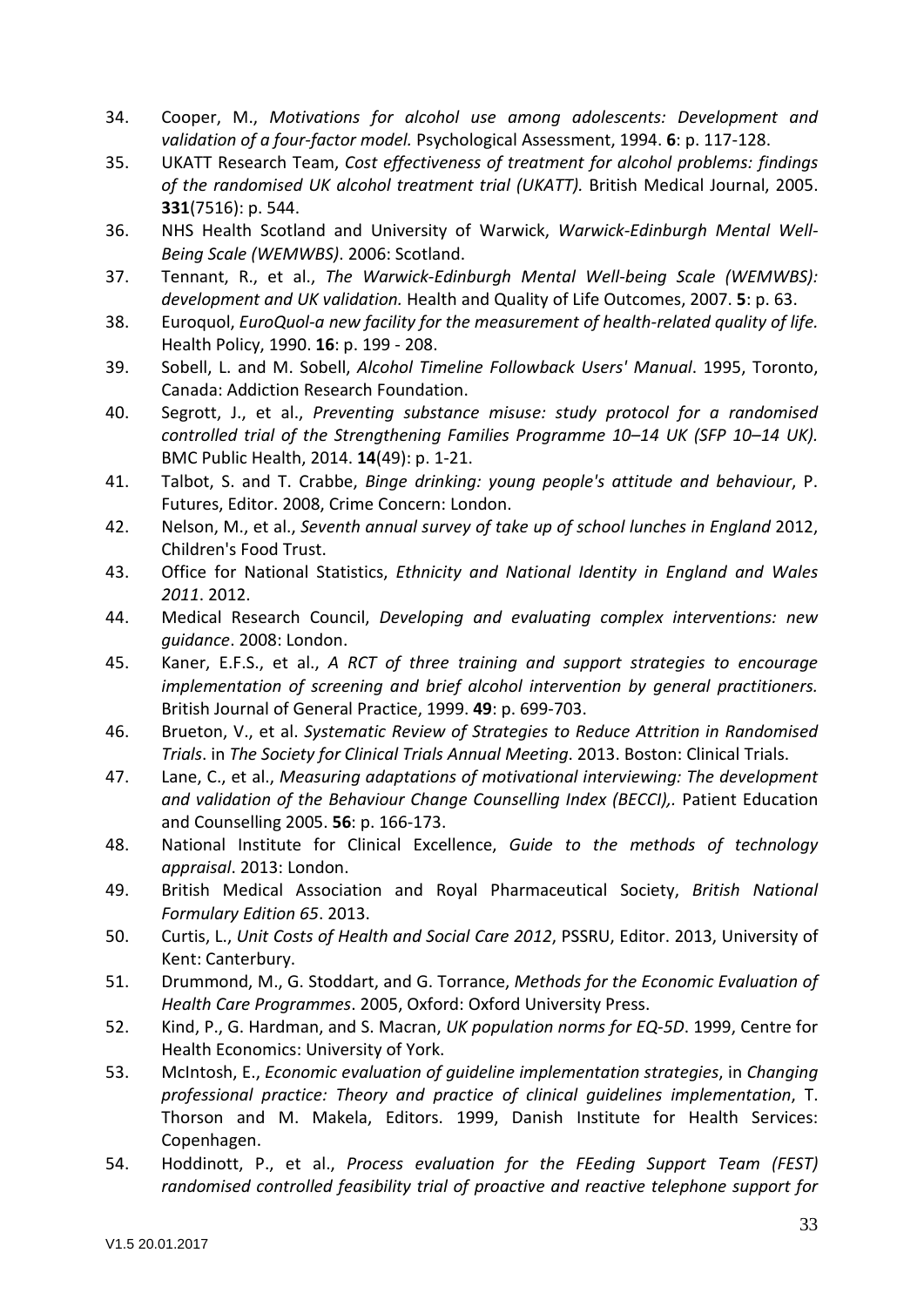34. Cooper, M., *Motivations for alcohol use among adolescents: Development and validation of a four-factor model.* Psychological Assessment, 1994. **6**: p. 117-128.
35. UKATT Research Team, *Cost effectiveness of treatment for alcohol problems: findings of the randomised UK alcohol treatment trial (UKATT).* British Medical Journal, 2005. **331**(7516): p. 544.
36. NHS Health Scotland and University of Warwick, *Warwick-Edinburgh Mental Well-Being Scale (WEMWBS)*. 2006: Scotland.
37. Tennant, R., et al., *The Warwick-Edinburgh Mental Well-being Scale (WEMWBS): development and UK validation.* Health and Quality of Life Outcomes, 2007. **5**: p. 63.
38. Euroqol, *EuroQuol-a new facility for the measurement of health-related quality of life.* Health Policy, 1990. **16**: p. 199 - 208.
39. Sobell, L. and M. Sobell, *Alcohol Timeline Followback Users' Manual*. 1995, Toronto, Canada: Addiction Research Foundation.
40. Segrott, J., et al., *Preventing substance misuse: study protocol for a randomised controlled trial of the Strengthening Families Programme 10–14 UK (SFP 10–14 UK).* BMC Public Health, 2014. **14**(49): p. 1-21.
41. Talbot, S. and T. Crabbe, *Binge drinking: young people's attitude and behaviour*, P. Futures, Editor. 2008, Crime Concern: London.
42. Nelson, M., et al., *Seventh annual survey of take up of school lunches in England* 2012, Children's Food Trust.
43. Office for National Statistics, *Ethnicity and National Identity in England and Wales 2011*. 2012.
44. Medical Research Council, *Developing and evaluating complex interventions: new guidance*. 2008: London.
45. Kaner, E.F.S., et al., *A RCT of three training and support strategies to encourage implementation of screening and brief alcohol intervention by general practitioners.* British Journal of General Practice, 1999. **49**: p. 699-703.
46. Brueton, V., et al. *Systematic Review of Strategies to Reduce Attrition in Randomised Trials*. in *The Society for Clinical Trials Annual Meeting*. 2013. Boston: Clinical Trials.
47. Lane, C., et al., *Measuring adaptations of motivational interviewing: The development and validation of the Behaviour Change Counselling Index (BECCI),.* Patient Education and Counselling 2005. **56**: p. 166-173.
48. National Institute for Clinical Excellence, *Guide to the methods of technology appraisal*. 2013: London.
49. British Medical Association and Royal Pharmaceutical Society, *British National Formulary Edition 65*. 2013.
50. Curtis, L., *Unit Costs of Health and Social Care 2012*, PSSRU, Editor. 2013, University of Kent: Canterbury.
51. Drummond, M., G. Stoddart, and G. Torrance, *Methods for the Economic Evaluation of Health Care Programmes*. 2005, Oxford: Oxford University Press.
52. Kind, P., G. Hardman, and S. Macran, *UK population norms for EQ-5D*. 1999, Centre for Health Economics: University of York.
53. McIntosh, E., *Economic evaluation of guideline implementation strategies*, in *Changing professional practice: Theory and practice of clinical guidelines implementation*, T. Thorson and M. Makela, Editors. 1999, Danish Institute for Health Services: Copenhagen.
54. Hoddinott, P., et al., *Process evaluation for the FEeding Support Team (FEST) randomised controlled feasibility trial of proactive and reactive telephone support for*

V1.5 20.01.2017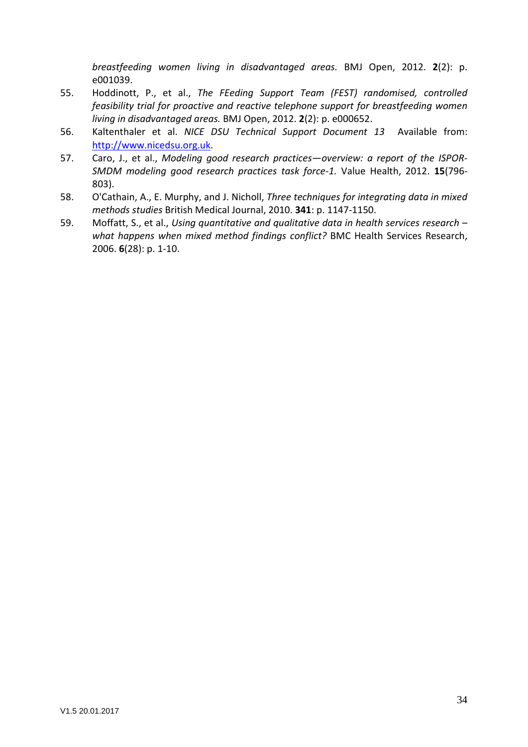*breastfeeding women living in disadvantaged areas.* BMJ Open, 2012. **2**(2): p. e001039.

55. Hoddinott, P., et al., *The FEeding Support Team (FEST) randomised, controlled feasibility trial for proactive and reactive telephone support for breastfeeding women living in disadvantaged areas.* BMJ Open, 2012. **2**(2): p. e000652.
56. Kaltenthaler et al. *NICE DSU Technical Support Document 13* Available from: http://www.nicedsu.org.uk.
57. Caro, J., et al., *Modeling good research practices—overview: a report of the ISPOR-SMDM modeling good research practices task force-1.* Value Health, 2012. **15**(796-803).
58. O'Cathain, A., E. Murphy, and J. Nicholl, *Three techniques for integrating data in mixed methods studies* British Medical Journal, 2010. **341**: p. 1147-1150.
59. Moffatt, S., et al., *Using quantitative and qualitative data in health services research – what happens when mixed method findings conflict?* BMC Health Services Research, 2006. **6**(28): p. 1-10.